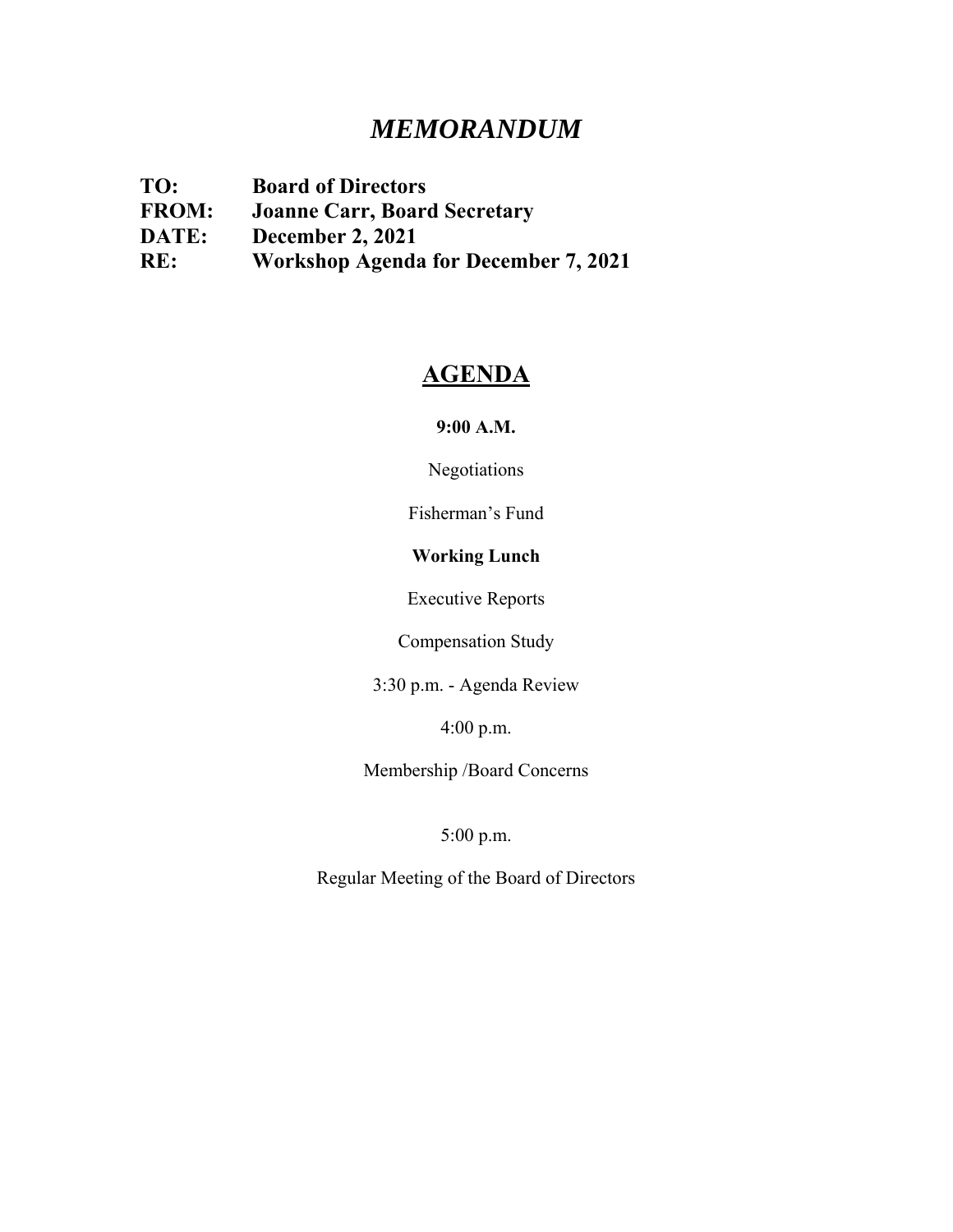# *MEMORANDUM*

**TO:** Board of Directors
**FROM:** Joanne Carr, Board Secretary
**DATE:** December 2, 2021
**RE:** Workshop Agenda for December 7, 2021

## AGENDA

**9:00 A.M.**

Negotiations

Fisherman's Fund

**Working Lunch**

Executive Reports

Compensation Study

3:30 p.m. - Agenda Review

4:00 p.m.

Membership /Board Concerns

5:00 p.m.

Regular Meeting of the Board of Directors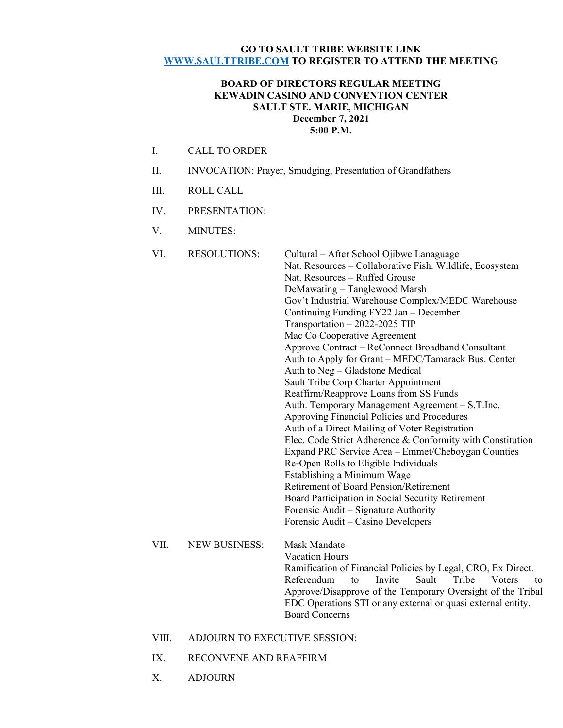**GO TO SAULT TRIBE WEBSITE LINK [WWW.SAULTTRIBE.COM](http://WWW.SAULTTRIBE.COM) TO REGISTER TO ATTEND THE MEETING**

**BOARD OF DIRECTORS REGULAR MEETING**
**KEWADIN CASINO AND CONVENTION CENTER**
**SAULT STE. MARIE, MICHIGAN**
**December 7, 2021**
**5:00 P.M.**

I. CALL TO ORDER

II. INVOCATION: Prayer, Smudging, Presentation of Grandfathers

III. ROLL CALL

IV. PRESENTATION:

V. MINUTES:

VI. RESOLUTIONS:
- Cultural – After School Ojibwe Lanaguage
- Nat. Resources – Collaborative Fish. Wildlife, Ecosystem
- Nat. Resources – Ruffed Grouse
- DeMawating – Tanglewood Marsh
- Gov't Industrial Warehouse Complex/MEDC Warehouse
- Continuing Funding FY22 Jan – December
- Transportation – 2022-2025 TIP
- Mac Co Cooperative Agreement
- Approve Contract – ReConnect Broadband Consultant
- Auth to Apply for Grant – MEDC/Tamarack Bus. Center
- Auth to Neg – Gladstone Medical
- Sault Tribe Corp Charter Appointment
- Reaffirm/Reapprove Loans from SS Funds
- Auth. Temporary Management Agreement – S.T.Inc.
- Approving Financial Policies and Procedures
- Auth of a Direct Mailing of Voter Registration
- Elec. Code Strict Adherence & Conformity with Constitution
- Expand PRC Service Area – Emmet/Cheboygan Counties
- Re-Open Rolls to Eligible Individuals
- Establishing a Minimum Wage
- Retirement of Board Pension/Retirement
- Board Participation in Social Security Retirement
- Forensic Audit – Signature Authority
- Forensic Audit – Casino Developers

VII. NEW BUSINESS:
- Mask Mandate
- Vacation Hours
- Ramification of Financial Policies by Legal, CRO, Ex Direct.
- Referendum to Invite Sault Tribe Voters to Approve/Disapprove of the Temporary Oversight of the Tribal EDC Operations STI or any external or quasi external entity.
- Board Concerns

VIII. ADJOURN TO EXECUTIVE SESSION:

IX. RECONVENE AND REAFFIRM

X. ADJOURN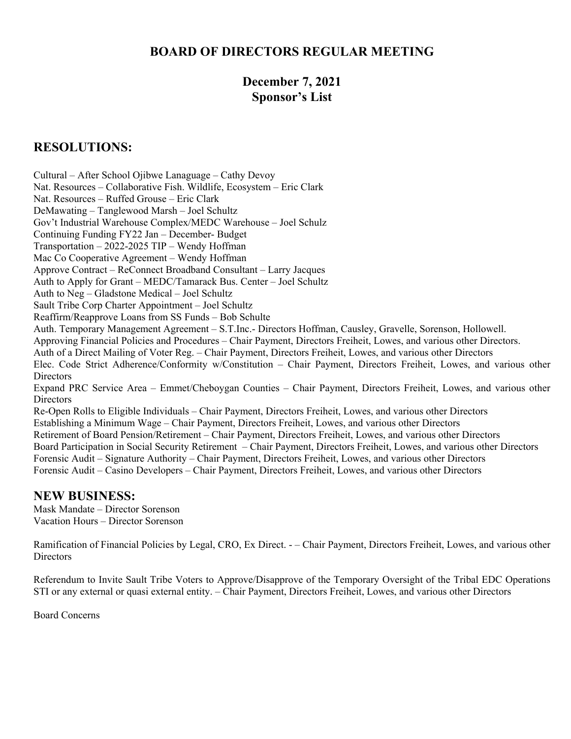# BOARD OF DIRECTORS REGULAR MEETING

## December 7, 2021
## Sponsor's List

## RESOLUTIONS:

Cultural – After School Ojibwe Lanaguage – Cathy Devoy
Nat. Resources – Collaborative Fish. Wildlife, Ecosystem – Eric Clark
Nat. Resources – Ruffed Grouse – Eric Clark
DeMawating – Tanglewood Marsh – Joel Schultz
Gov't Industrial Warehouse Complex/MEDC Warehouse – Joel Schulz
Continuing Funding FY22 Jan – December- Budget
Transportation – 2022-2025 TIP – Wendy Hoffman
Mac Co Cooperative Agreement – Wendy Hoffman
Approve Contract – ReConnect Broadband Consultant – Larry Jacques
Auth to Apply for Grant – MEDC/Tamarack Bus. Center – Joel Schultz
Auth to Neg – Gladstone Medical – Joel Schultz
Sault Tribe Corp Charter Appointment – Joel Schultz
Reaffirm/Reapprove Loans from SS Funds – Bob Schulte
Auth. Temporary Management Agreement – S.T.Inc.- Directors Hoffman, Causley, Gravelle, Sorenson, Hollowell.
Approving Financial Policies and Procedures – Chair Payment, Directors Freiheit, Lowes, and various other Directors.
Auth of a Direct Mailing of Voter Reg. – Chair Payment, Directors Freiheit, Lowes, and various other Directors
Elec. Code Strict Adherence/Conformity w/Constitution – Chair Payment, Directors Freiheit, Lowes, and various other Directors
Expand PRC Service Area – Emmet/Cheboygan Counties – Chair Payment, Directors Freiheit, Lowes, and various other Directors
Re-Open Rolls to Eligible Individuals – Chair Payment, Directors Freiheit, Lowes, and various other Directors
Establishing a Minimum Wage – Chair Payment, Directors Freiheit, Lowes, and various other Directors
Retirement of Board Pension/Retirement – Chair Payment, Directors Freiheit, Lowes, and various other Directors
Board Participation in Social Security Retirement – Chair Payment, Directors Freiheit, Lowes, and various other Directors
Forensic Audit – Signature Authority – Chair Payment, Directors Freiheit, Lowes, and various other Directors
Forensic Audit – Casino Developers – Chair Payment, Directors Freiheit, Lowes, and various other Directors

## NEW BUSINESS:

Mask Mandate – Director Sorenson
Vacation Hours – Director Sorenson

Ramification of Financial Policies by Legal, CRO, Ex Direct. - – Chair Payment, Directors Freiheit, Lowes, and various other Directors

Referendum to Invite Sault Tribe Voters to Approve/Disapprove of the Temporary Oversight of the Tribal EDC Operations STI or any external or quasi external entity. – Chair Payment, Directors Freiheit, Lowes, and various other Directors

Board Concerns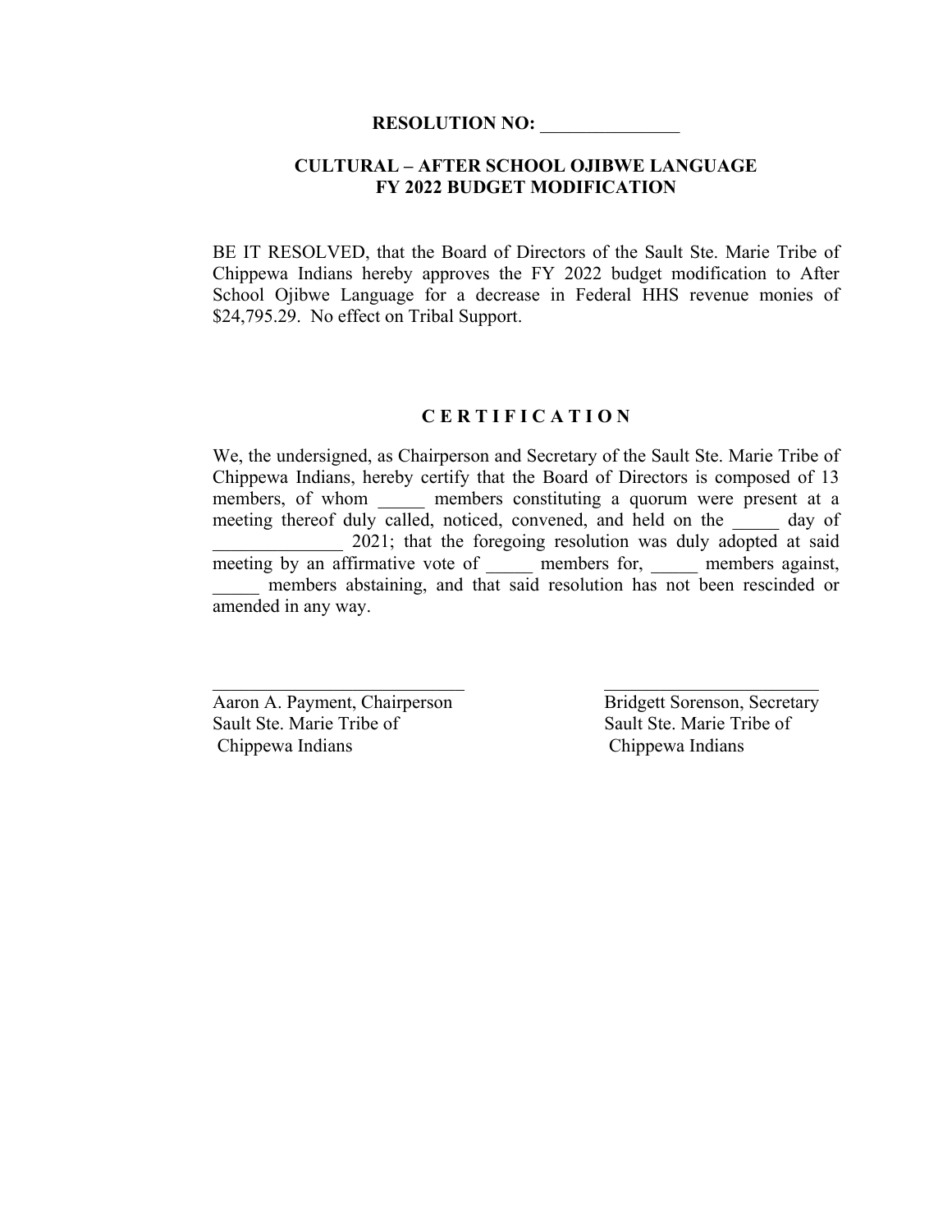**RESOLUTION NO: _______________**

**CULTURAL – AFTER SCHOOL OJIBWE LANGUAGE**
**FY 2022 BUDGET MODIFICATION**

BE IT RESOLVED, that the Board of Directors of the Sault Ste. Marie Tribe of Chippewa Indians hereby approves the FY 2022 budget modification to After School Ojibwe Language for a decrease in Federal HHS revenue monies of $24,795.29. No effect on Tribal Support.

**C E R T I F I C A T I O N**

We, the undersigned, as Chairperson and Secretary of the Sault Ste. Marie Tribe of Chippewa Indians, hereby certify that the Board of Directors is composed of 13 members, of whom _____ members constituting a quorum were present at a meeting thereof duly called, noticed, convened, and held on the _____ day of ______________ 2021; that the foregoing resolution was duly adopted at said meeting by an affirmative vote of _____ members for, _____ members against, _____ members abstaining, and that said resolution has not been rescinded or amended in any way.

| ____________________________ | _________________________ |
|---|---|
| Aaron A. Payment, Chairperson | Bridgett Sorenson, Secretary |
| Sault Ste. Marie Tribe of | Sault Ste. Marie Tribe of |
| Chippewa Indians | Chippewa Indians |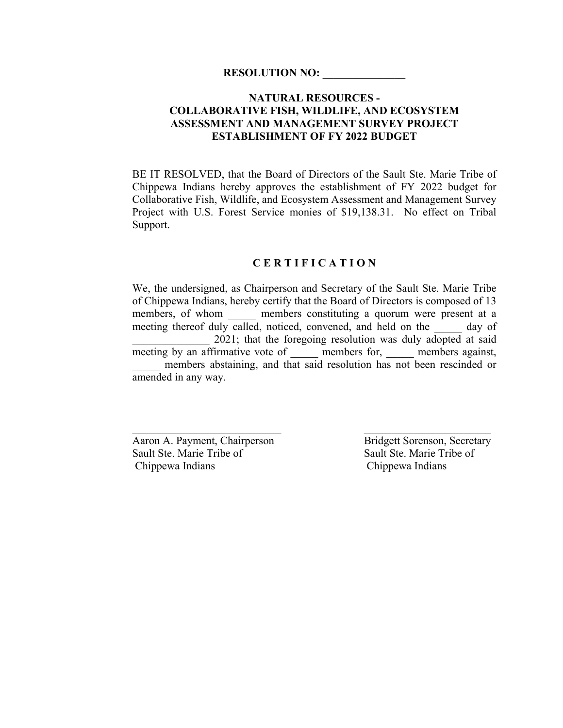**RESOLUTION NO: _______________**

**NATURAL RESOURCES -**
**COLLABORATIVE FISH, WILDLIFE, AND ECOSYSTEM ASSESSMENT AND MANAGEMENT SURVEY PROJECT**
**ESTABLISHMENT OF FY 2022 BUDGET**

BE IT RESOLVED, that the Board of Directors of the Sault Ste. Marie Tribe of Chippewa Indians hereby approves the establishment of FY 2022 budget for Collaborative Fish, Wildlife, and Ecosystem Assessment and Management Survey Project with U.S. Forest Service monies of $19,138.31. No effect on Tribal Support.

**C E R T I F I C A T I O N**

We, the undersigned, as Chairperson and Secretary of the Sault Ste. Marie Tribe of Chippewa Indians, hereby certify that the Board of Directors is composed of 13 members, of whom _____ members constituting a quorum were present at a meeting thereof duly called, noticed, convened, and held on the _____ day of ______________ 2021; that the foregoing resolution was duly adopted at said meeting by an affirmative vote of _____ members for, _____ members against, _____ members abstaining, and that said resolution has not been rescinded or amended in any way.

____________________________
Aaron A. Payment, Chairperson
Sault Ste. Marie Tribe of
Chippewa Indians

____________________________
Bridgett Sorenson, Secretary
Sault Ste. Marie Tribe of
Chippewa Indians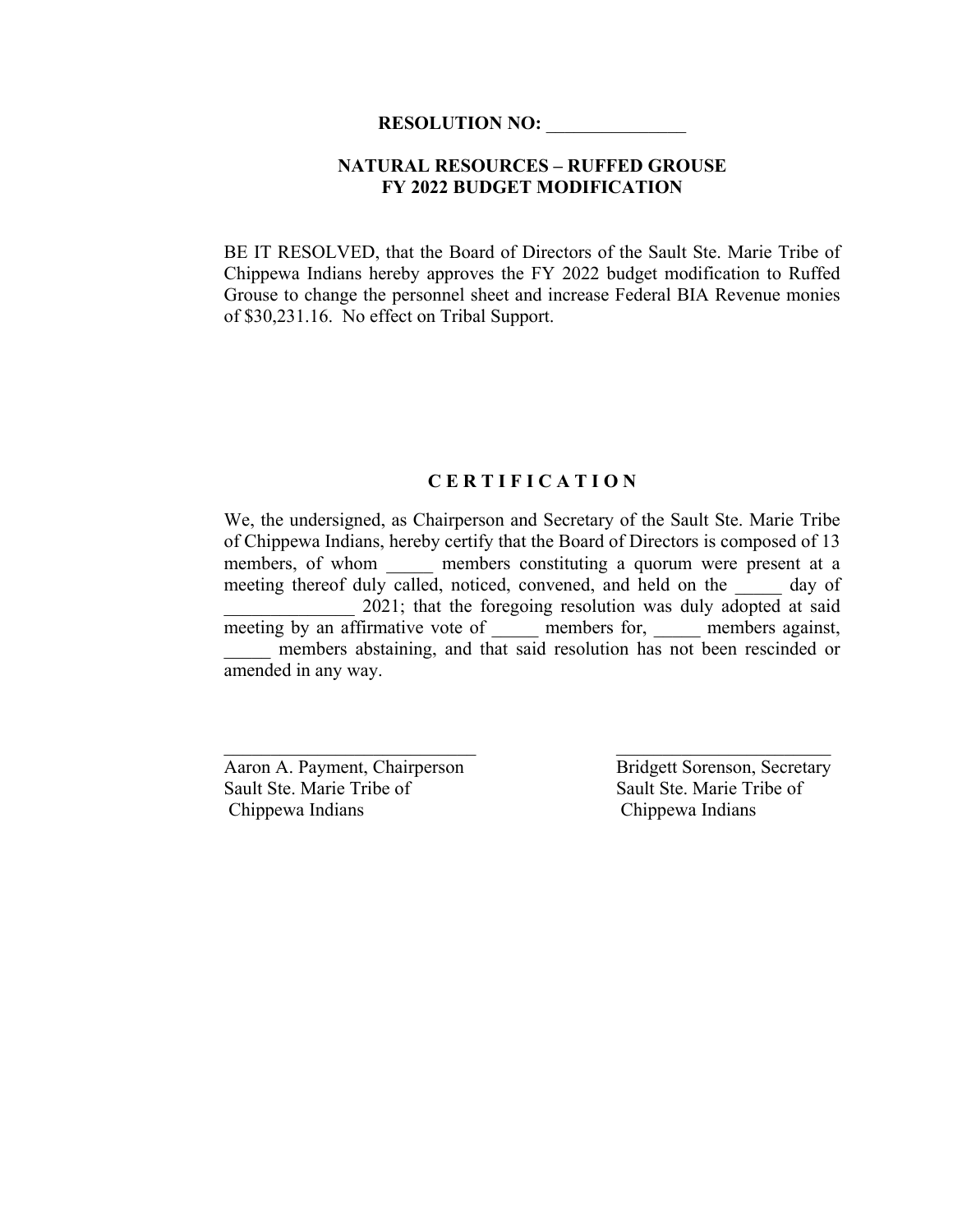**RESOLUTION NO: _______________**

**NATURAL RESOURCES – RUFFED GROUSE**
**FY 2022 BUDGET MODIFICATION**

BE IT RESOLVED, that the Board of Directors of the Sault Ste. Marie Tribe of Chippewa Indians hereby approves the FY 2022 budget modification to Ruffed Grouse to change the personnel sheet and increase Federal BIA Revenue monies of $30,231.16. No effect on Tribal Support.

**C E R T I F I C A T I O N**

We, the undersigned, as Chairperson and Secretary of the Sault Ste. Marie Tribe of Chippewa Indians, hereby certify that the Board of Directors is composed of 13 members, of whom _____ members constituting a quorum were present at a meeting thereof duly called, noticed, convened, and held on the _____ day of ______________ 2021; that the foregoing resolution was duly adopted at said meeting by an affirmative vote of _____ members for, _____ members against, _____ members abstaining, and that said resolution has not been rescinded or amended in any way.

| | |
|---|---|
| ___________________________ | ___________________________ |
| Aaron A. Payment, Chairperson | Bridgett Sorenson, Secretary |
| Sault Ste. Marie Tribe of Chippewa Indians | Sault Ste. Marie Tribe of Chippewa Indians |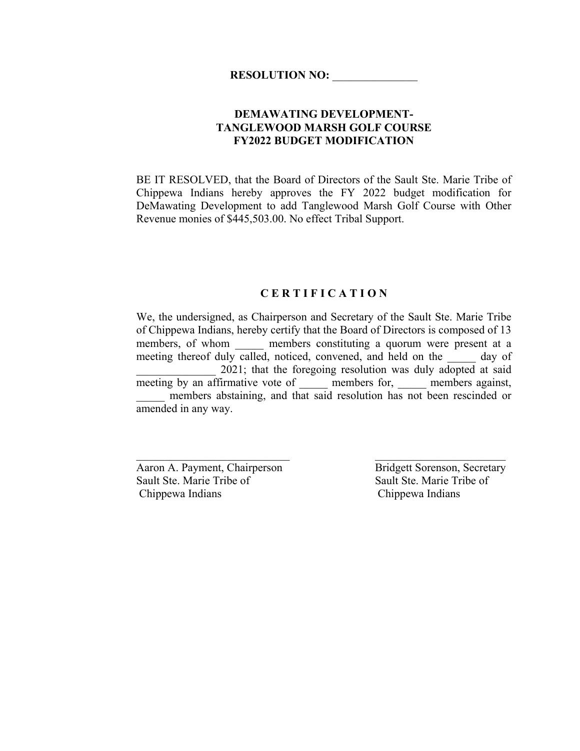**RESOLUTION NO: _______________**

**DEMAWATING DEVELOPMENT-**
**TANGLEWOOD MARSH GOLF COURSE**
**FY2022 BUDGET MODIFICATION**

BE IT RESOLVED, that the Board of Directors of the Sault Ste. Marie Tribe of Chippewa Indians hereby approves the FY 2022 budget modification for DeMawating Development to add Tanglewood Marsh Golf Course with Other Revenue monies of $445,503.00. No effect Tribal Support.

**C E R T I F I C A T I O N**

We, the undersigned, as Chairperson and Secretary of the Sault Ste. Marie Tribe of Chippewa Indians, hereby certify that the Board of Directors is composed of 13 members, of whom _____ members constituting a quorum were present at a meeting thereof duly called, noticed, convened, and held on the _____ day of ______________ 2021; that the foregoing resolution was duly adopted at said meeting by an affirmative vote of _____ members for, _____ members against, _____ members abstaining, and that said resolution has not been rescinded or amended in any way.

____________________________
Aaron A. Payment, Chairperson
Sault Ste. Marie Tribe of
Chippewa Indians

____________________________
Bridgett Sorenson, Secretary
Sault Ste. Marie Tribe of
Chippewa Indians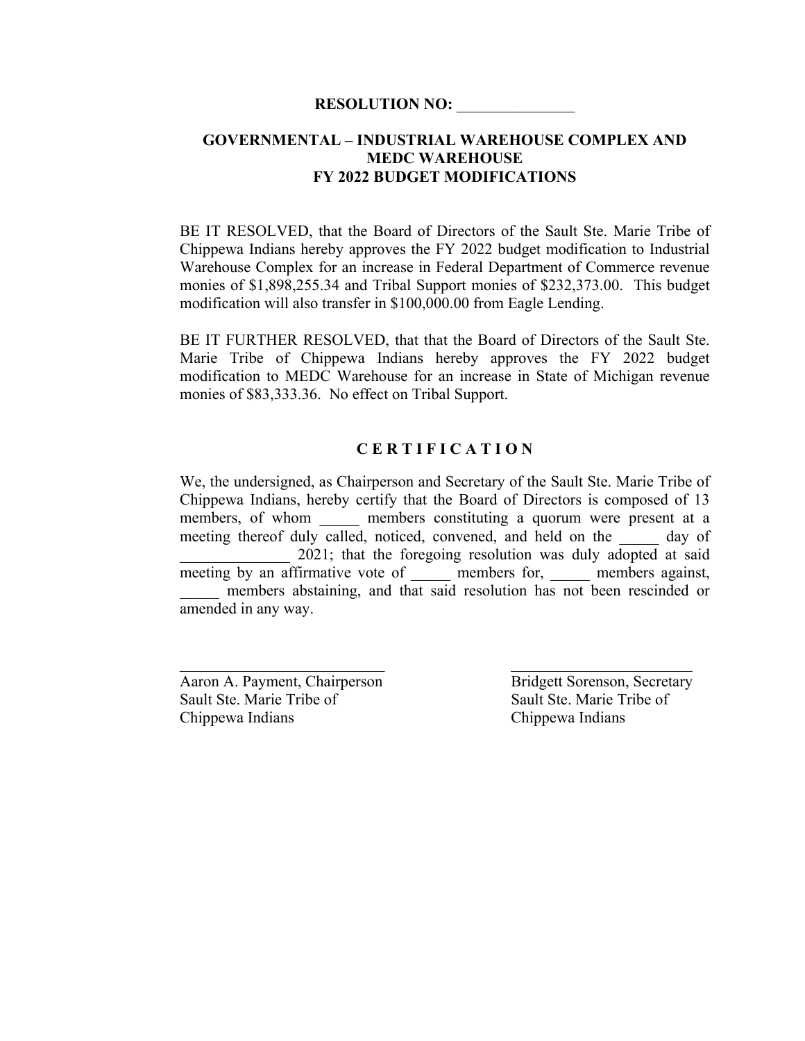**RESOLUTION NO: _______________**

**GOVERNMENTAL – INDUSTRIAL WAREHOUSE COMPLEX AND MEDC WAREHOUSE**
**FY 2022 BUDGET MODIFICATIONS**

BE IT RESOLVED, that the Board of Directors of the Sault Ste. Marie Tribe of Chippewa Indians hereby approves the FY 2022 budget modification to Industrial Warehouse Complex for an increase in Federal Department of Commerce revenue monies of $1,898,255.34 and Tribal Support monies of $232,373.00. This budget modification will also transfer in $100,000.00 from Eagle Lending.

BE IT FURTHER RESOLVED, that that the Board of Directors of the Sault Ste. Marie Tribe of Chippewa Indians hereby approves the FY 2022 budget modification to MEDC Warehouse for an increase in State of Michigan revenue monies of $83,333.36. No effect on Tribal Support.

**C E R T I F I C A T I O N**

We, the undersigned, as Chairperson and Secretary of the Sault Ste. Marie Tribe of Chippewa Indians, hereby certify that the Board of Directors is composed of 13 members, of whom _____ members constituting a quorum were present at a meeting thereof duly called, noticed, convened, and held on the _____ day of ______________ 2021; that the foregoing resolution was duly adopted at said meeting by an affirmative vote of _____ members for, _____ members against, _____ members abstaining, and that said resolution has not been rescinded or amended in any way.

___________________________
Aaron A. Payment, Chairperson
Sault Ste. Marie Tribe of
Chippewa Indians

___________________________
Bridgett Sorenson, Secretary
Sault Ste. Marie Tribe of
Chippewa Indians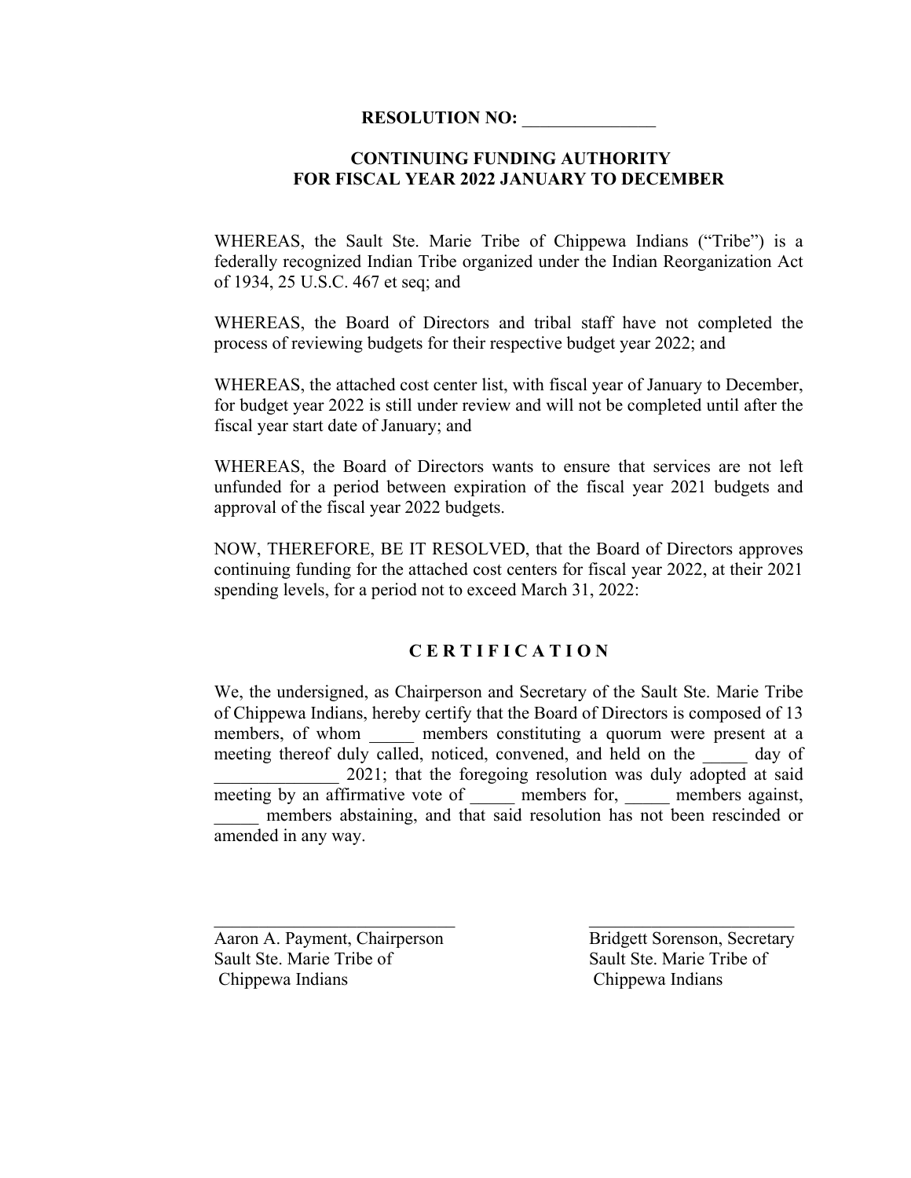**RESOLUTION NO: _______________**

**CONTINUING FUNDING AUTHORITY**
**FOR FISCAL YEAR 2022 JANUARY TO DECEMBER**

WHEREAS, the Sault Ste. Marie Tribe of Chippewa Indians ("Tribe") is a federally recognized Indian Tribe organized under the Indian Reorganization Act of 1934, 25 U.S.C. 467 et seq; and

WHEREAS, the Board of Directors and tribal staff have not completed the process of reviewing budgets for their respective budget year 2022; and

WHEREAS, the attached cost center list, with fiscal year of January to December, for budget year 2022 is still under review and will not be completed until after the fiscal year start date of January; and

WHEREAS, the Board of Directors wants to ensure that services are not left unfunded for a period between expiration of the fiscal year 2021 budgets and approval of the fiscal year 2022 budgets.

NOW, THEREFORE, BE IT RESOLVED, that the Board of Directors approves continuing funding for the attached cost centers for fiscal year 2022, at their 2021 spending levels, for a period not to exceed March 31, 2022:

**C E R T I F I C A T I O N**

We, the undersigned, as Chairperson and Secretary of the Sault Ste. Marie Tribe of Chippewa Indians, hereby certify that the Board of Directors is composed of 13 members, of whom _____ members constituting a quorum were present at a meeting thereof duly called, noticed, convened, and held on the _____ day of ______________ 2021; that the foregoing resolution was duly adopted at said meeting by an affirmative vote of _____ members for, _____ members against, _____ members abstaining, and that said resolution has not been rescinded or amended in any way.

_____________________________
Aaron A. Payment, Chairperson
Sault Ste. Marie Tribe of
Chippewa Indians

_____________________________
Bridgett Sorenson, Secretary
Sault Ste. Marie Tribe of
Chippewa Indians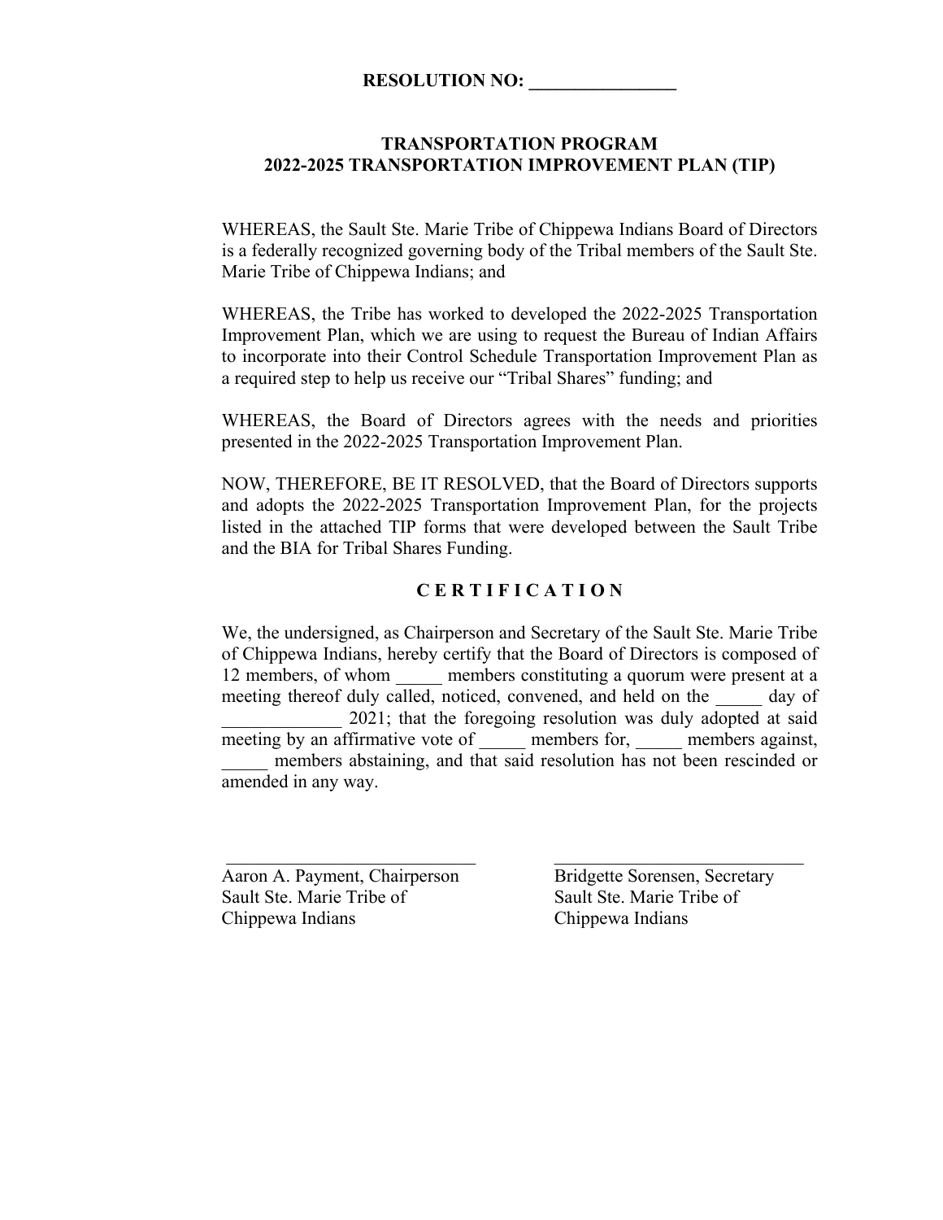**RESOLUTION NO: ________________**

**TRANSPORTATION PROGRAM**
**2022-2025 TRANSPORTATION IMPROVEMENT PLAN (TIP)**

WHEREAS, the Sault Ste. Marie Tribe of Chippewa Indians Board of Directors is a federally recognized governing body of the Tribal members of the Sault Ste. Marie Tribe of Chippewa Indians; and

WHEREAS, the Tribe has worked to developed the 2022-2025 Transportation Improvement Plan, which we are using to request the Bureau of Indian Affairs to incorporate into their Control Schedule Transportation Improvement Plan as a required step to help us receive our "Tribal Shares" funding; and

WHEREAS, the Board of Directors agrees with the needs and priorities presented in the 2022-2025 Transportation Improvement Plan.

NOW, THEREFORE, BE IT RESOLVED, that the Board of Directors supports and adopts the 2022-2025 Transportation Improvement Plan, for the projects listed in the attached TIP forms that were developed between the Sault Tribe and the BIA for Tribal Shares Funding.

**C E R T I F I C A T I O N**

We, the undersigned, as Chairperson and Secretary of the Sault Ste. Marie Tribe of Chippewa Indians, hereby certify that the Board of Directors is composed of 12 members, of whom _____ members constituting a quorum were present at a meeting thereof duly called, noticed, convened, and held on the _____ day of _____________ 2021; that the foregoing resolution was duly adopted at said meeting by an affirmative vote of _____ members for, _____ members against, _____ members abstaining, and that said resolution has not been rescinded or amended in any way.

| | |
|---|---|
| ____________________________ | ____________________________ |
| Aaron A. Payment, Chairperson | Bridgette Sorensen, Secretary |
| Sault Ste. Marie Tribe of | Sault Ste. Marie Tribe of |
| Chippewa Indians | Chippewa Indians |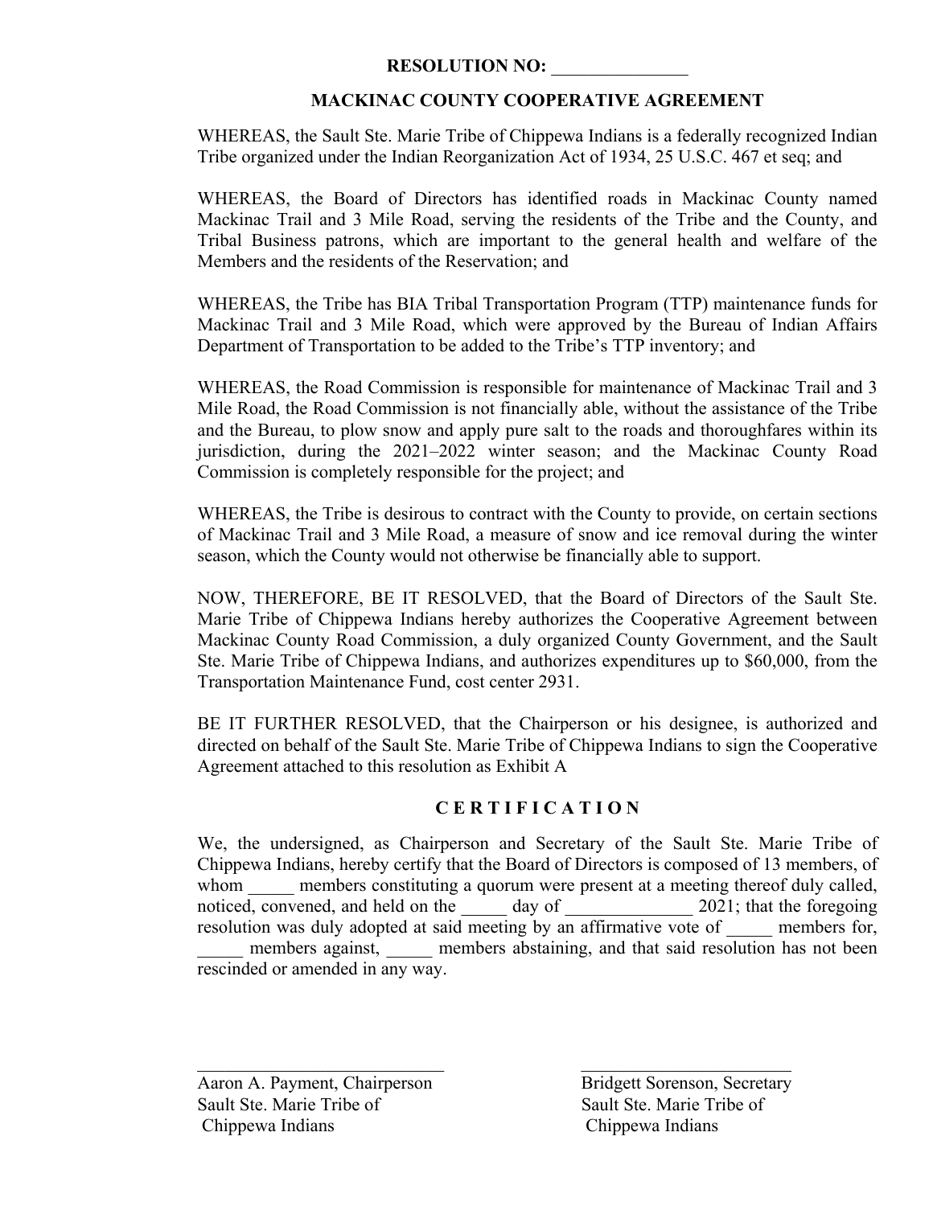**RESOLUTION NO: _______________**

**MACKINAC COUNTY COOPERATIVE AGREEMENT**

WHEREAS, the Sault Ste. Marie Tribe of Chippewa Indians is a federally recognized Indian Tribe organized under the Indian Reorganization Act of 1934, 25 U.S.C. 467 et seq; and

WHEREAS, the Board of Directors has identified roads in Mackinac County named Mackinac Trail and 3 Mile Road, serving the residents of the Tribe and the County, and Tribal Business patrons, which are important to the general health and welfare of the Members and the residents of the Reservation; and

WHEREAS, the Tribe has BIA Tribal Transportation Program (TTP) maintenance funds for Mackinac Trail and 3 Mile Road, which were approved by the Bureau of Indian Affairs Department of Transportation to be added to the Tribe's TTP inventory; and

WHEREAS, the Road Commission is responsible for maintenance of Mackinac Trail and 3 Mile Road, the Road Commission is not financially able, without the assistance of the Tribe and the Bureau, to plow snow and apply pure salt to the roads and thoroughfares within its jurisdiction, during the 2021–2022 winter season; and the Mackinac County Road Commission is completely responsible for the project; and

WHEREAS, the Tribe is desirous to contract with the County to provide, on certain sections of Mackinac Trail and 3 Mile Road, a measure of snow and ice removal during the winter season, which the County would not otherwise be financially able to support.

NOW, THEREFORE, BE IT RESOLVED, that the Board of Directors of the Sault Ste. Marie Tribe of Chippewa Indians hereby authorizes the Cooperative Agreement between Mackinac County Road Commission, a duly organized County Government, and the Sault Ste. Marie Tribe of Chippewa Indians, and authorizes expenditures up to $60,000, from the Transportation Maintenance Fund, cost center 2931.

BE IT FURTHER RESOLVED, that the Chairperson or his designee, is authorized and directed on behalf of the Sault Ste. Marie Tribe of Chippewa Indians to sign the Cooperative Agreement attached to this resolution as Exhibit A

**C E R T I F I C A T I O N**

We, the undersigned, as Chairperson and Secretary of the Sault Ste. Marie Tribe of Chippewa Indians, hereby certify that the Board of Directors is composed of 13 members, of whom _____ members constituting a quorum were present at a meeting thereof duly called, noticed, convened, and held on the _____ day of ______________ 2021; that the foregoing resolution was duly adopted at said meeting by an affirmative vote of _____ members for, _____ members against, _____ members abstaining, and that said resolution has not been rescinded or amended in any way.

___________________________
Aaron A. Payment, Chairperson
Sault Ste. Marie Tribe of
Chippewa Indians

___________________________
Bridgett Sorenson, Secretary
Sault Ste. Marie Tribe of
Chippewa Indians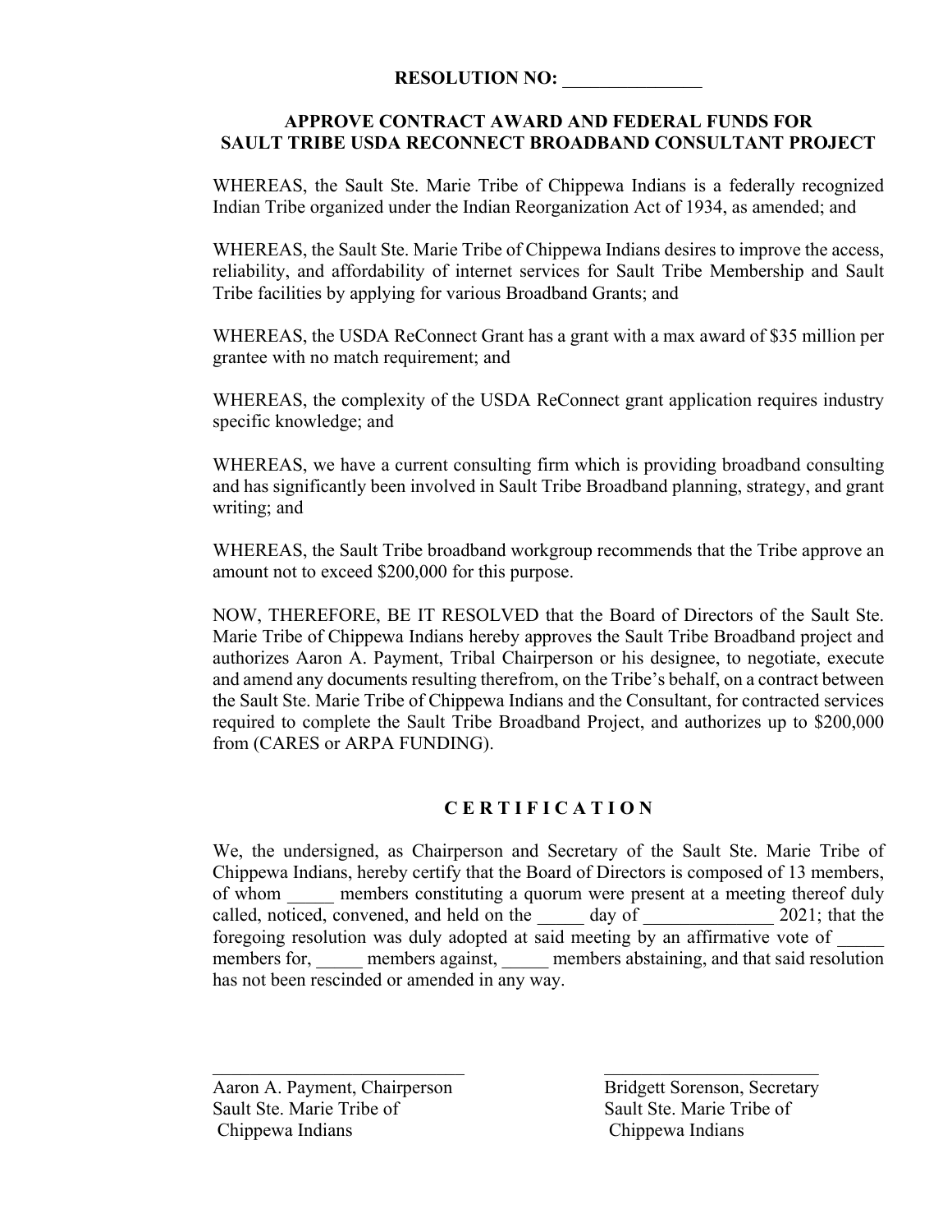**RESOLUTION NO: _______________**

## APPROVE CONTRACT AWARD AND FEDERAL FUNDS FOR SAULT TRIBE USDA RECONNECT BROADBAND CONSULTANT PROJECT

WHEREAS, the Sault Ste. Marie Tribe of Chippewa Indians is a federally recognized Indian Tribe organized under the Indian Reorganization Act of 1934, as amended; and

WHEREAS, the Sault Ste. Marie Tribe of Chippewa Indians desires to improve the access, reliability, and affordability of internet services for Sault Tribe Membership and Sault Tribe facilities by applying for various Broadband Grants; and

WHEREAS, the USDA ReConnect Grant has a grant with a max award of $35 million per grantee with no match requirement; and

WHEREAS, the complexity of the USDA ReConnect grant application requires industry specific knowledge; and

WHEREAS, we have a current consulting firm which is providing broadband consulting and has significantly been involved in Sault Tribe Broadband planning, strategy, and grant writing; and

WHEREAS, the Sault Tribe broadband workgroup recommends that the Tribe approve an amount not to exceed $200,000 for this purpose.

NOW, THEREFORE, BE IT RESOLVED that the Board of Directors of the Sault Ste. Marie Tribe of Chippewa Indians hereby approves the Sault Tribe Broadband project and authorizes Aaron A. Payment, Tribal Chairperson or his designee, to negotiate, execute and amend any documents resulting therefrom, on the Tribe's behalf, on a contract between the Sault Ste. Marie Tribe of Chippewa Indians and the Consultant, for contracted services required to complete the Sault Tribe Broadband Project, and authorizes up to $200,000 from (CARES or ARPA FUNDING).

## C E R T I F I C A T I O N

We, the undersigned, as Chairperson and Secretary of the Sault Ste. Marie Tribe of Chippewa Indians, hereby certify that the Board of Directors is composed of 13 members, of whom _____ members constituting a quorum were present at a meeting thereof duly called, noticed, convened, and held on the _____ day of ______________ 2021; that the foregoing resolution was duly adopted at said meeting by an affirmative vote of _____ members for, _____ members against, _____ members abstaining, and that said resolution has not been rescinded or amended in any way.

___________________________
Aaron A. Payment, Chairperson
Sault Ste. Marie Tribe of
Chippewa Indians

___________________________
Bridgett Sorenson, Secretary
Sault Ste. Marie Tribe of
Chippewa Indians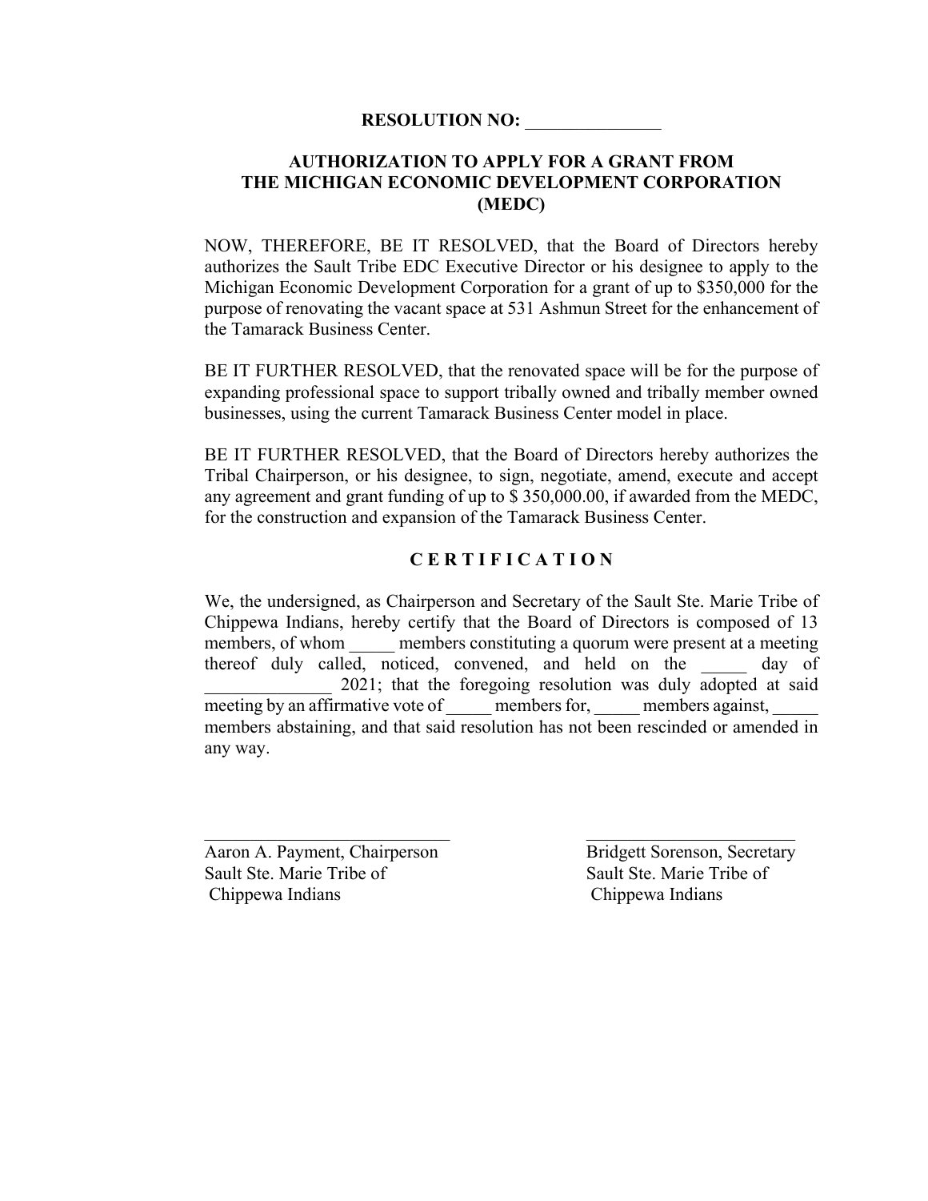**RESOLUTION NO: _______________**

**AUTHORIZATION TO APPLY FOR A GRANT FROM THE MICHIGAN ECONOMIC DEVELOPMENT CORPORATION (MEDC)**

NOW, THEREFORE, BE IT RESOLVED, that the Board of Directors hereby authorizes the Sault Tribe EDC Executive Director or his designee to apply to the Michigan Economic Development Corporation for a grant of up to $350,000 for the purpose of renovating the vacant space at 531 Ashmun Street for the enhancement of the Tamarack Business Center.

BE IT FURTHER RESOLVED, that the renovated space will be for the purpose of expanding professional space to support tribally owned and tribally member owned businesses, using the current Tamarack Business Center model in place.

BE IT FURTHER RESOLVED, that the Board of Directors hereby authorizes the Tribal Chairperson, or his designee, to sign, negotiate, amend, execute and accept any agreement and grant funding of up to $ 350,000.00, if awarded from the MEDC, for the construction and expansion of the Tamarack Business Center.

**C E R T I F I C A T I O N**

We, the undersigned, as Chairperson and Secretary of the Sault Ste. Marie Tribe of Chippewa Indians, hereby certify that the Board of Directors is composed of 13 members, of whom _____ members constituting a quorum were present at a meeting thereof duly called, noticed, convened, and held on the _____ day of ______________ 2021; that the foregoing resolution was duly adopted at said meeting by an affirmative vote of _____ members for, _____ members against, _____ members abstaining, and that said resolution has not been rescinded or amended in any way.

____________________________
Aaron A. Payment, Chairperson
Sault Ste. Marie Tribe of
Chippewa Indians

____________________________
Bridgett Sorenson, Secretary
Sault Ste. Marie Tribe of
Chippewa Indians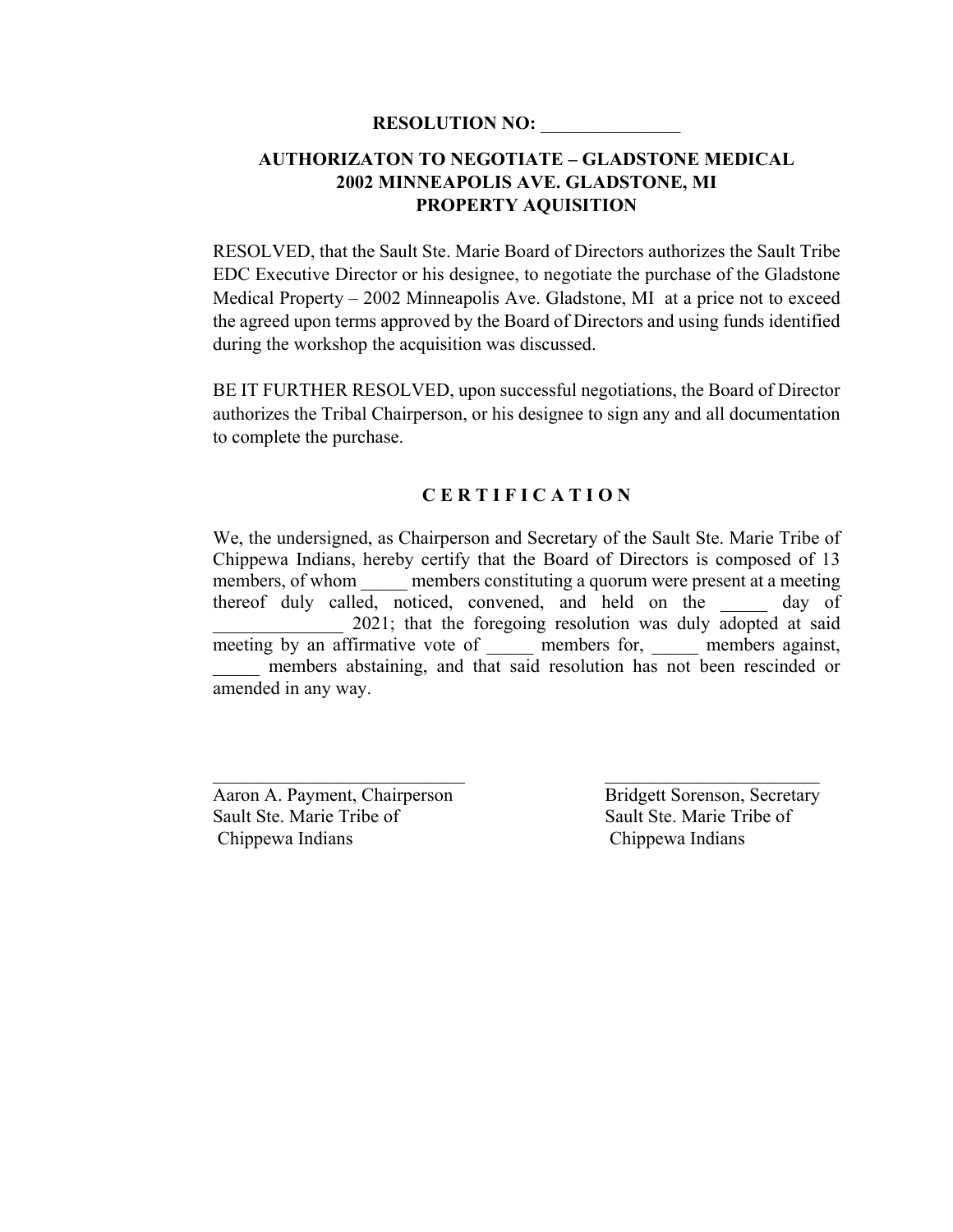**RESOLUTION NO: _______________**

**AUTHORIZATON TO NEGOTIATE – GLADSTONE MEDICAL**
**2002 MINNEAPOLIS AVE. GLADSTONE, MI**
**PROPERTY AQUISITION**

RESOLVED, that the Sault Ste. Marie Board of Directors authorizes the Sault Tribe EDC Executive Director or his designee, to negotiate the purchase of the Gladstone Medical Property – 2002 Minneapolis Ave. Gladstone, MI at a price not to exceed the agreed upon terms approved by the Board of Directors and using funds identified during the workshop the acquisition was discussed.

BE IT FURTHER RESOLVED, upon successful negotiations, the Board of Director authorizes the Tribal Chairperson, or his designee to sign any and all documentation to complete the purchase.

**C E R T I F I C A T I O N**

We, the undersigned, as Chairperson and Secretary of the Sault Ste. Marie Tribe of Chippewa Indians, hereby certify that the Board of Directors is composed of 13 members, of whom _____ members constituting a quorum were present at a meeting thereof duly called, noticed, convened, and held on the _____ day of ______________ 2021; that the foregoing resolution was duly adopted at said meeting by an affirmative vote of _____ members for, _____ members against, _____ members abstaining, and that said resolution has not been rescinded or amended in any way.

____________________________
Aaron A. Payment, Chairperson
Sault Ste. Marie Tribe of
Chippewa Indians

________________________
Bridgett Sorenson, Secretary
Sault Ste. Marie Tribe of
Chippewa Indians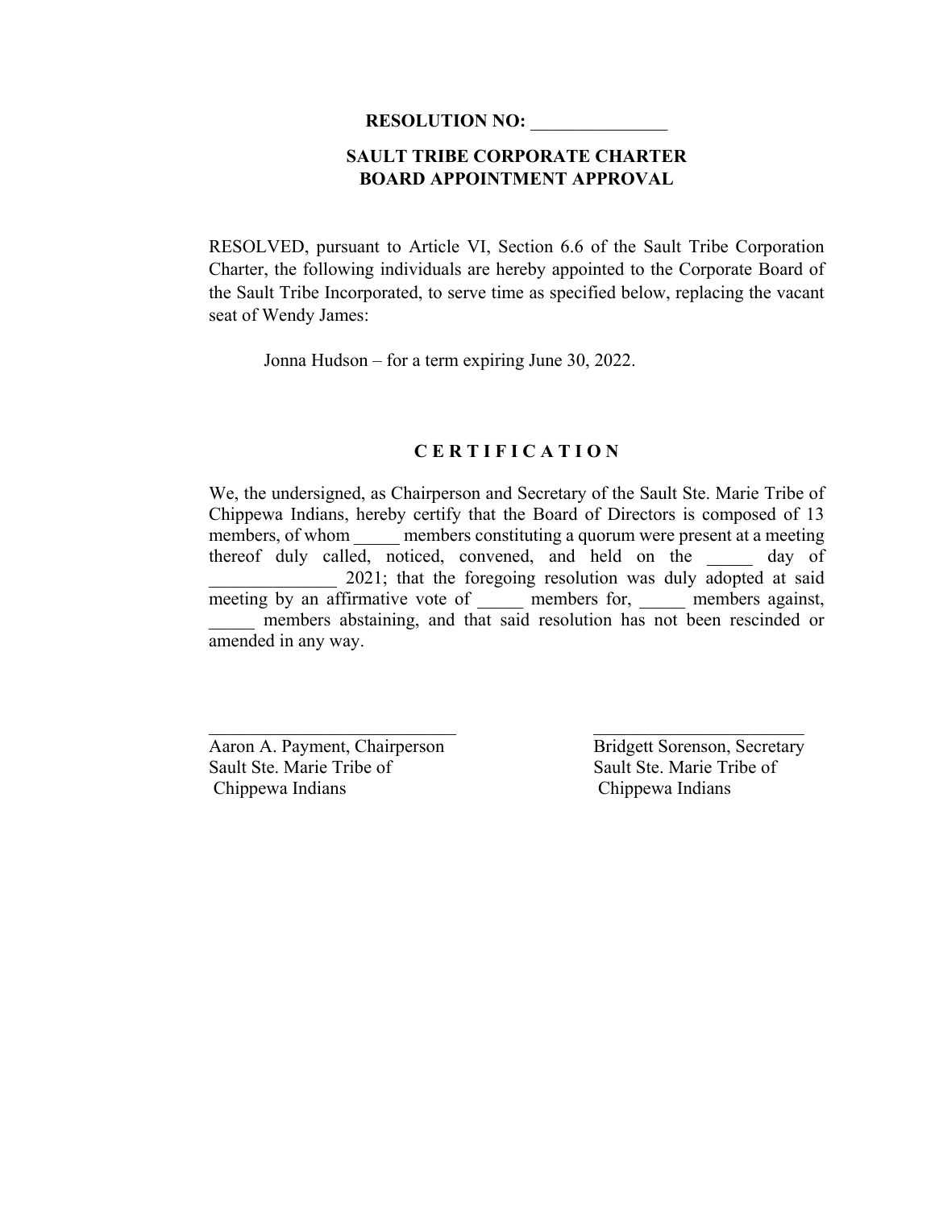**RESOLUTION NO: _______________**

**SAULT TRIBE CORPORATE CHARTER**
**BOARD APPOINTMENT APPROVAL**

RESOLVED, pursuant to Article VI, Section 6.6 of the Sault Tribe Corporation Charter, the following individuals are hereby appointed to the Corporate Board of the Sault Tribe Incorporated, to serve time as specified below, replacing the vacant seat of Wendy James:

Jonna Hudson – for a term expiring June 30, 2022.

**C E R T I F I C A T I O N**

We, the undersigned, as Chairperson and Secretary of the Sault Ste. Marie Tribe of Chippewa Indians, hereby certify that the Board of Directors is composed of 13 members, of whom _____ members constituting a quorum were present at a meeting thereof duly called, noticed, convened, and held on the _____ day of ______________ 2021; that the foregoing resolution was duly adopted at said meeting by an affirmative vote of _____ members for, _____ members against, _____ members abstaining, and that said resolution has not been rescinded or amended in any way.

| ____________________________ | __________________________ |
|---|---|
| Aaron A. Payment, Chairperson | Bridgett Sorenson, Secretary |
| Sault Ste. Marie Tribe of | Sault Ste. Marie Tribe of |
| Chippewa Indians | Chippewa Indians |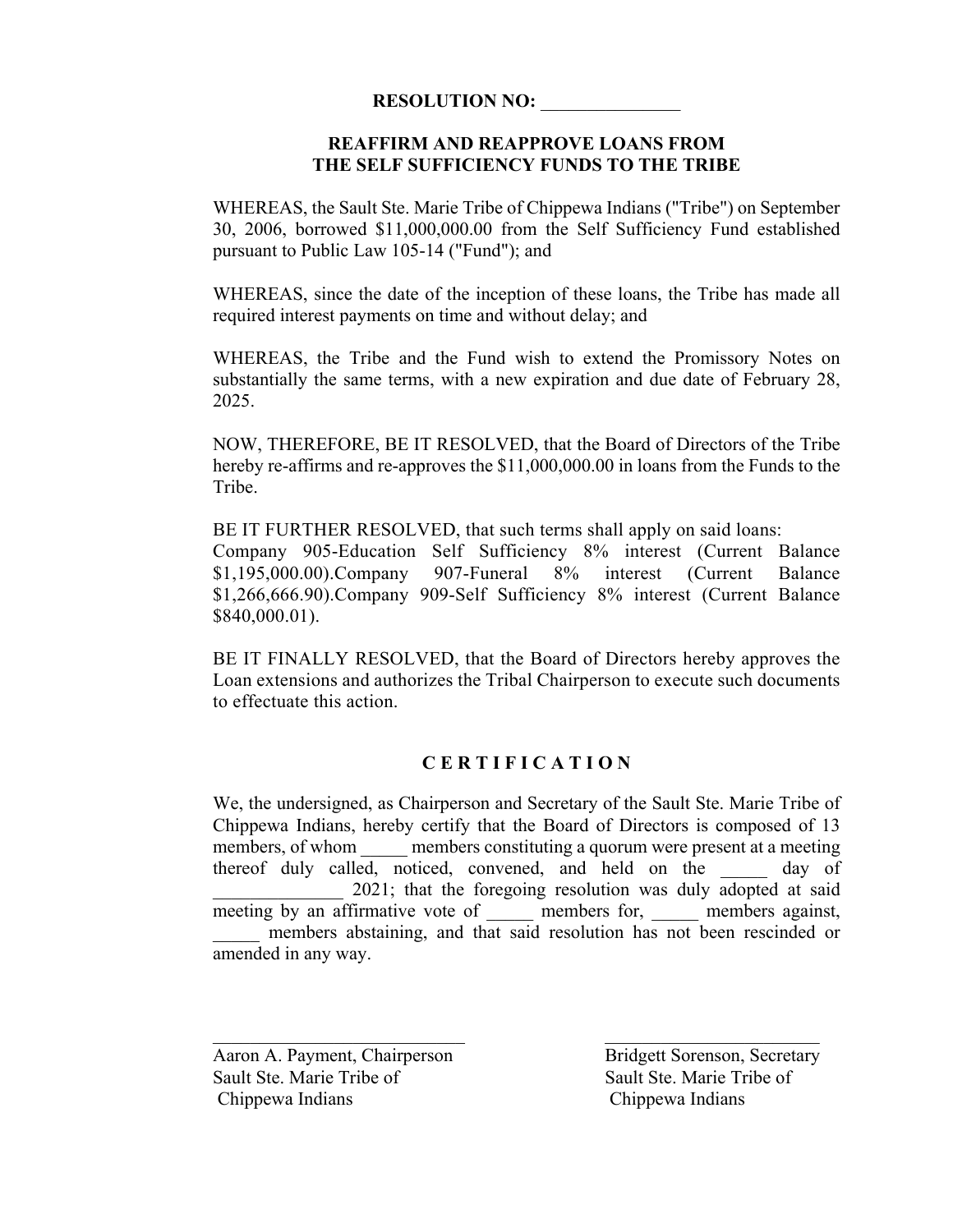**RESOLUTION NO: _______________**

**REAFFIRM AND REAPPROVE LOANS FROM THE SELF SUFFICIENCY FUNDS TO THE TRIBE**

WHEREAS, the Sault Ste. Marie Tribe of Chippewa Indians ("Tribe") on September 30, 2006, borrowed $11,000,000.00 from the Self Sufficiency Fund established pursuant to Public Law 105-14 ("Fund"); and

WHEREAS, since the date of the inception of these loans, the Tribe has made all required interest payments on time and without delay; and

WHEREAS, the Tribe and the Fund wish to extend the Promissory Notes on substantially the same terms, with a new expiration and due date of February 28, 2025.

NOW, THEREFORE, BE IT RESOLVED, that the Board of Directors of the Tribe hereby re-affirms and re-approves the $11,000,000.00 in loans from the Funds to the Tribe.

BE IT FURTHER RESOLVED, that such terms shall apply on said loans: Company 905-Education Self Sufficiency 8% interest (Current Balance $1,195,000.00).Company 907-Funeral 8% interest (Current Balance $1,266,666.90).Company 909-Self Sufficiency 8% interest (Current Balance $840,000.01).

BE IT FINALLY RESOLVED, that the Board of Directors hereby approves the Loan extensions and authorizes the Tribal Chairperson to execute such documents to effectuate this action.

**C E R T I F I C A T I O N**

We, the undersigned, as Chairperson and Secretary of the Sault Ste. Marie Tribe of Chippewa Indians, hereby certify that the Board of Directors is composed of 13 members, of whom _____ members constituting a quorum were present at a meeting thereof duly called, noticed, convened, and held on the _____ day of ______________ 2021; that the foregoing resolution was duly adopted at said meeting by an affirmative vote of _____ members for, _____ members against, _____ members abstaining, and that said resolution has not been rescinded or amended in any way.

____________________________
Aaron A. Payment, Chairperson
Sault Ste. Marie Tribe of
Chippewa Indians

____________________________
Bridgett Sorenson, Secretary
Sault Ste. Marie Tribe of
Chippewa Indians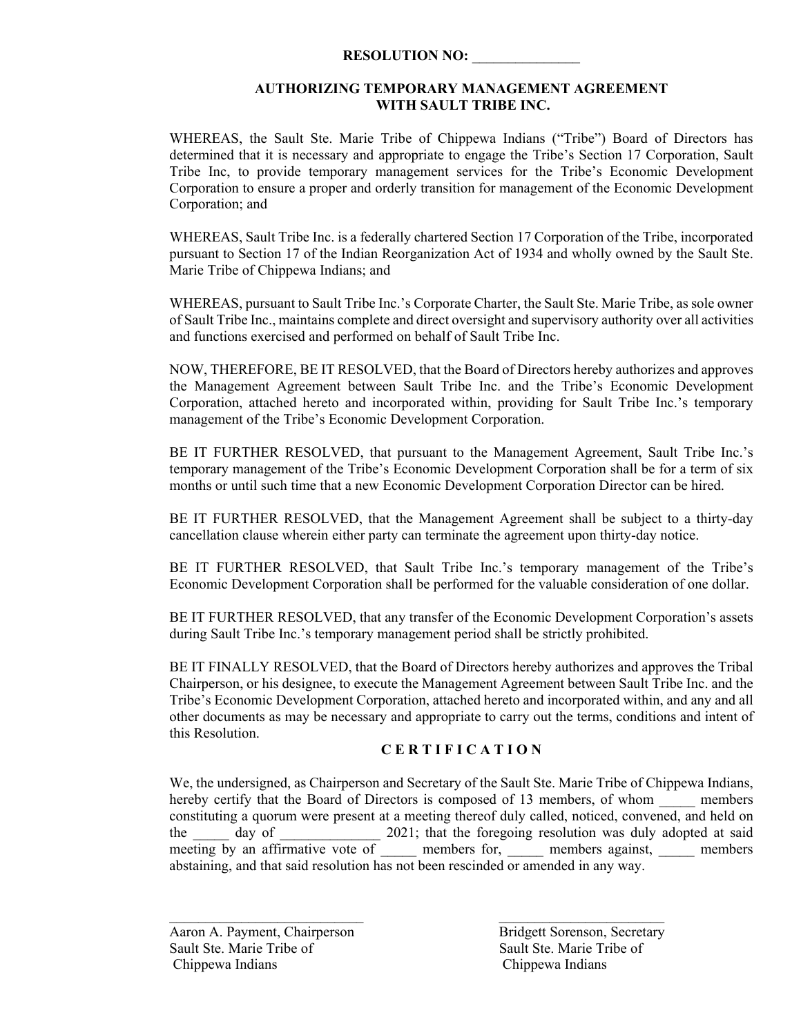**RESOLUTION NO: _______________**

**AUTHORIZING TEMPORARY MANAGEMENT AGREEMENT WITH SAULT TRIBE INC.**

WHEREAS, the Sault Ste. Marie Tribe of Chippewa Indians ("Tribe") Board of Directors has determined that it is necessary and appropriate to engage the Tribe's Section 17 Corporation, Sault Tribe Inc, to provide temporary management services for the Tribe's Economic Development Corporation to ensure a proper and orderly transition for management of the Economic Development Corporation; and

WHEREAS, Sault Tribe Inc. is a federally chartered Section 17 Corporation of the Tribe, incorporated pursuant to Section 17 of the Indian Reorganization Act of 1934 and wholly owned by the Sault Ste. Marie Tribe of Chippewa Indians; and

WHEREAS, pursuant to Sault Tribe Inc.'s Corporate Charter, the Sault Ste. Marie Tribe, as sole owner of Sault Tribe Inc., maintains complete and direct oversight and supervisory authority over all activities and functions exercised and performed on behalf of Sault Tribe Inc.

NOW, THEREFORE, BE IT RESOLVED, that the Board of Directors hereby authorizes and approves the Management Agreement between Sault Tribe Inc. and the Tribe's Economic Development Corporation, attached hereto and incorporated within, providing for Sault Tribe Inc.'s temporary management of the Tribe's Economic Development Corporation.

BE IT FURTHER RESOLVED, that pursuant to the Management Agreement, Sault Tribe Inc.'s temporary management of the Tribe's Economic Development Corporation shall be for a term of six months or until such time that a new Economic Development Corporation Director can be hired.

BE IT FURTHER RESOLVED, that the Management Agreement shall be subject to a thirty-day cancellation clause wherein either party can terminate the agreement upon thirty-day notice.

BE IT FURTHER RESOLVED, that Sault Tribe Inc.'s temporary management of the Tribe's Economic Development Corporation shall be performed for the valuable consideration of one dollar.

BE IT FURTHER RESOLVED, that any transfer of the Economic Development Corporation's assets during Sault Tribe Inc.'s temporary management period shall be strictly prohibited.

BE IT FINALLY RESOLVED, that the Board of Directors hereby authorizes and approves the Tribal Chairperson, or his designee, to execute the Management Agreement between Sault Tribe Inc. and the Tribe's Economic Development Corporation, attached hereto and incorporated within, and any and all other documents as may be necessary and appropriate to carry out the terms, conditions and intent of this Resolution.

**C E R T I F I C A T I O N**

We, the undersigned, as Chairperson and Secretary of the Sault Ste. Marie Tribe of Chippewa Indians, hereby certify that the Board of Directors is composed of 13 members, of whom _____ members constituting a quorum were present at a meeting thereof duly called, noticed, convened, and held on the _____ day of ______________ 2021; that the foregoing resolution was duly adopted at said meeting by an affirmative vote of _____ members for, _____ members against, _____ members abstaining, and that said resolution has not been rescinded or amended in any way.

____________________________
Aaron A. Payment, Chairperson
Sault Ste. Marie Tribe of
Chippewa Indians

____________________________
Bridgett Sorenson, Secretary
Sault Ste. Marie Tribe of
Chippewa Indians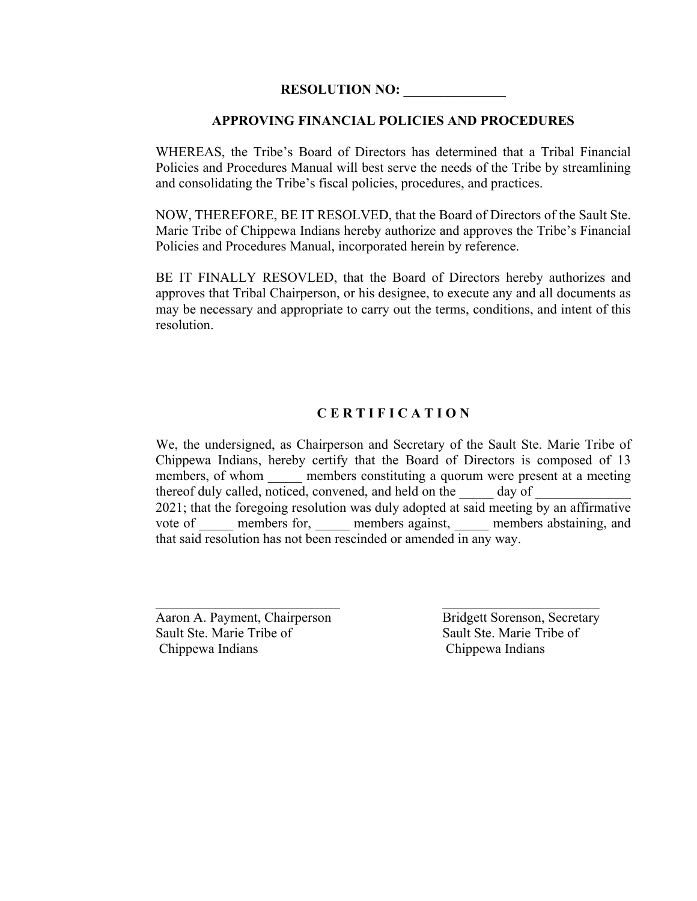**RESOLUTION NO: _______________**

**APPROVING FINANCIAL POLICIES AND PROCEDURES**

WHEREAS, the Tribe's Board of Directors has determined that a Tribal Financial Policies and Procedures Manual will best serve the needs of the Tribe by streamlining and consolidating the Tribe's fiscal policies, procedures, and practices.

NOW, THEREFORE, BE IT RESOLVED, that the Board of Directors of the Sault Ste. Marie Tribe of Chippewa Indians hereby authorize and approves the Tribe's Financial Policies and Procedures Manual, incorporated herein by reference.

BE IT FINALLY RESOVLED, that the Board of Directors hereby authorizes and approves that Tribal Chairperson, or his designee, to execute any and all documents as may be necessary and appropriate to carry out the terms, conditions, and intent of this resolution.

**C E R T I F I C A T I O N**

We, the undersigned, as Chairperson and Secretary of the Sault Ste. Marie Tribe of Chippewa Indians, hereby certify that the Board of Directors is composed of 13 members, of whom _____ members constituting a quorum were present at a meeting thereof duly called, noticed, convened, and held on the _____ day of ______________ 2021; that the foregoing resolution was duly adopted at said meeting by an affirmative vote of _____ members for, _____ members against, _____ members abstaining, and that said resolution has not been rescinded or amended in any way.

____________________________
Aaron A. Payment, Chairperson
Sault Ste. Marie Tribe of
Chippewa Indians

________________________
Bridgett Sorenson, Secretary
Sault Ste. Marie Tribe of
Chippewa Indians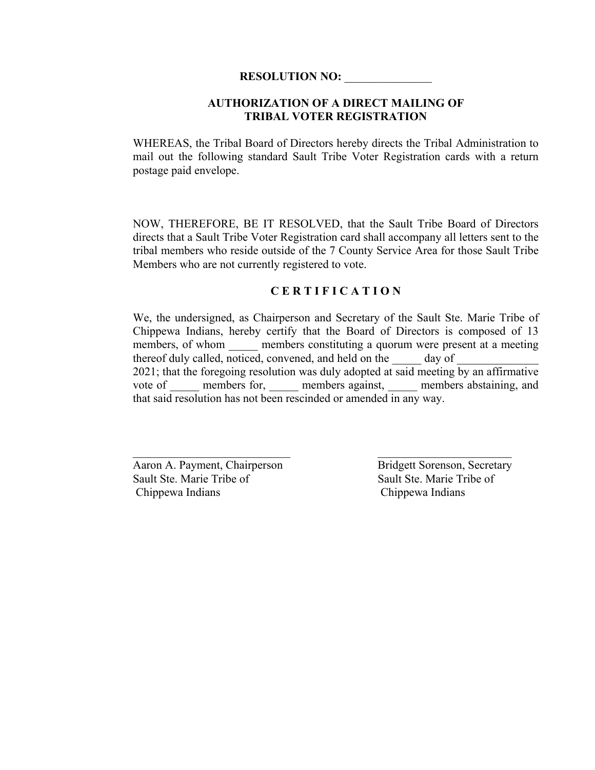**RESOLUTION NO: _______________**

**AUTHORIZATION OF A DIRECT MAILING OF TRIBAL VOTER REGISTRATION**

WHEREAS, the Tribal Board of Directors hereby directs the Tribal Administration to mail out the following standard Sault Tribe Voter Registration cards with a return postage paid envelope.

NOW, THEREFORE, BE IT RESOLVED, that the Sault Tribe Board of Directors directs that a Sault Tribe Voter Registration card shall accompany all letters sent to the tribal members who reside outside of the 7 County Service Area for those Sault Tribe Members who are not currently registered to vote.

**C E R T I F I C A T I O N**

We, the undersigned, as Chairperson and Secretary of the Sault Ste. Marie Tribe of Chippewa Indians, hereby certify that the Board of Directors is composed of 13 members, of whom _____ members constituting a quorum were present at a meeting thereof duly called, noticed, convened, and held on the _____ day of ______________ 2021; that the foregoing resolution was duly adopted at said meeting by an affirmative vote of _____ members for, _____ members against, _____ members abstaining, and that said resolution has not been rescinded or amended in any way.

____________________________
Aaron A. Payment, Chairperson
Sault Ste. Marie Tribe of
Chippewa Indians

____________________________
Bridgett Sorenson, Secretary
Sault Ste. Marie Tribe of
Chippewa Indians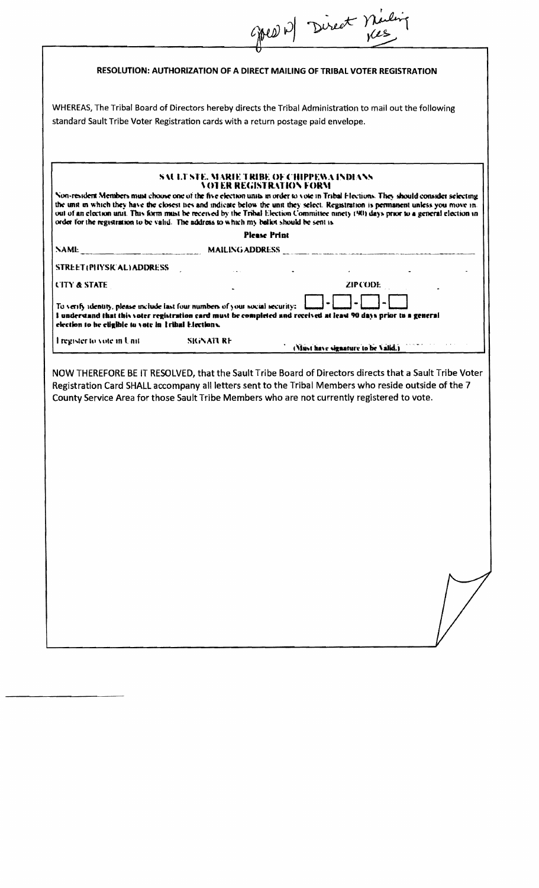Goes w/ Direct Mailing
Yes

**RESOLUTION: AUTHORIZATION OF A DIRECT MAILING OF TRIBAL VOTER REGISTRATION**

WHEREAS, The Tribal Board of Directors hereby directs the Tribal Administration to mail out the following standard Sault Tribe Voter Registration cards with a return postage paid envelope.

**SAULT STE. MARIE TRIBE OF CHIPPEWA INDIANS**
**VOTER REGISTRATION FORM**

**Non-resident Members must choose one of the five election units in order to vote in Tribal Elections. They should consider selecting the unit in which they have the closest ties and indicate below the unit they select. Registration is permanent unless you move in or out of an election unit. This form must be received by the Tribal Election Committee ninety (90) days prior to a general election in order for the registration to be valid. The address to which my ballot should be sent is:**

**Please Print**

**NAME** ______________________ **MAILING ADDRESS** ______________________

**STREET (PHYSICAL) ADDRESS** ______________________

**CITY & STATE** ______________________ **ZIP CODE** ______________________

**To verify identity, please include last four numbers of your social security:** [ ]-[ ]-[ ]-[ ]

**I understand that this voter registration card must be completed and received at least 90 days prior to a general election to be eligible to vote in Tribal Elections.**

**I register to vote in Unit** ________ **SIGNATURE** ______________________ **(Must have signature to be Valid.)**

NOW THEREFORE BE IT RESOLVED, that the Sault Tribe Board of Directors directs that a Sault Tribe Voter Registration Card SHALL accompany all letters sent to the Tribal Members who reside outside of the 7 County Service Area for those Sault Tribe Members who are not currently registered to vote.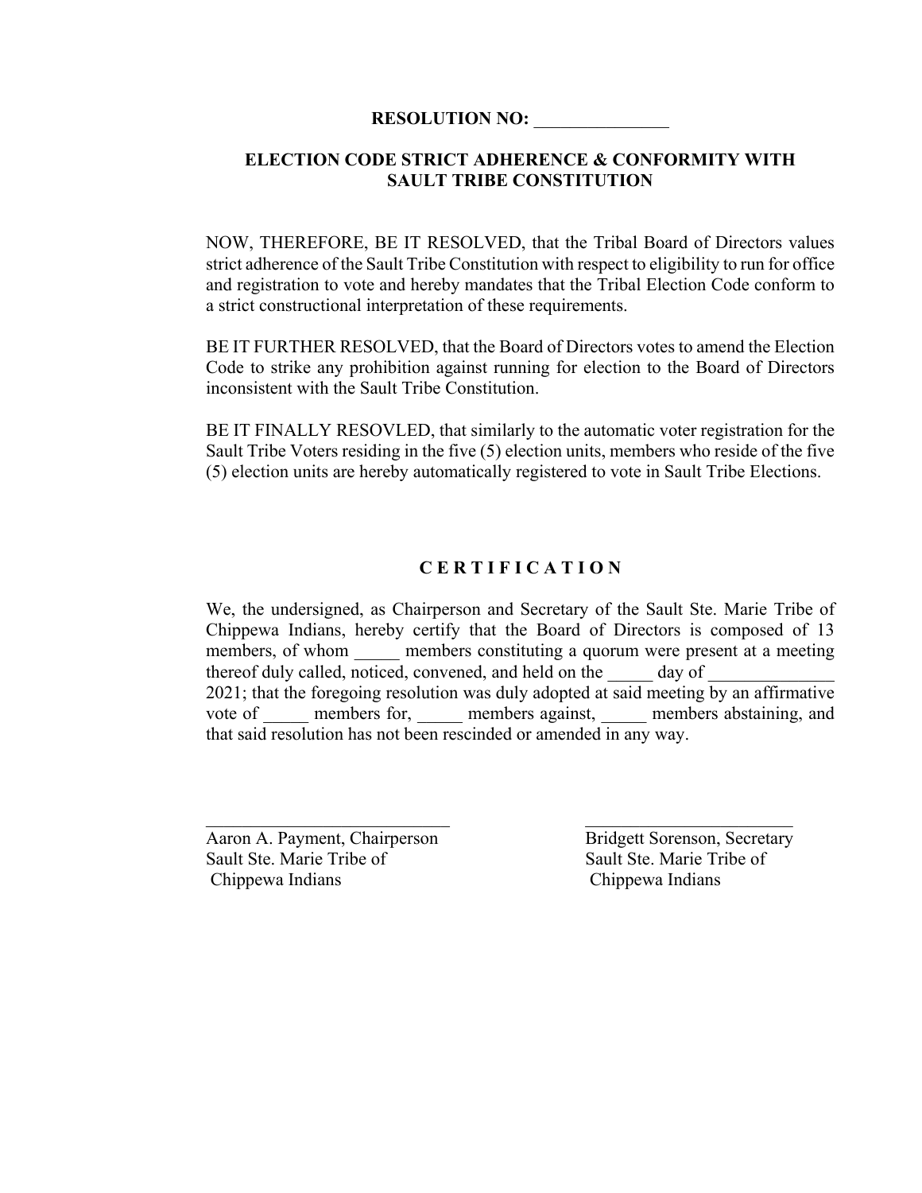**RESOLUTION NO: _______________**

**ELECTION CODE STRICT ADHERENCE & CONFORMITY WITH SAULT TRIBE CONSTITUTION**

NOW, THEREFORE, BE IT RESOLVED, that the Tribal Board of Directors values strict adherence of the Sault Tribe Constitution with respect to eligibility to run for office and registration to vote and hereby mandates that the Tribal Election Code conform to a strict constructional interpretation of these requirements.

BE IT FURTHER RESOLVED, that the Board of Directors votes to amend the Election Code to strike any prohibition against running for election to the Board of Directors inconsistent with the Sault Tribe Constitution.

BE IT FINALLY RESOVLED, that similarly to the automatic voter registration for the Sault Tribe Voters residing in the five (5) election units, members who reside of the five (5) election units are hereby automatically registered to vote in Sault Tribe Elections.

**C E R T I F I C A T I O N**

We, the undersigned, as Chairperson and Secretary of the Sault Ste. Marie Tribe of Chippewa Indians, hereby certify that the Board of Directors is composed of 13 members, of whom _____ members constituting a quorum were present at a meeting thereof duly called, noticed, convened, and held on the _____ day of ______________ 2021; that the foregoing resolution was duly adopted at said meeting by an affirmative vote of _____ members for, _____ members against, _____ members abstaining, and that said resolution has not been rescinded or amended in any way.

____________________________
Aaron A. Payment, Chairperson
Sault Ste. Marie Tribe of
Chippewa Indians

____________________________
Bridgett Sorenson, Secretary
Sault Ste. Marie Tribe of
Chippewa Indians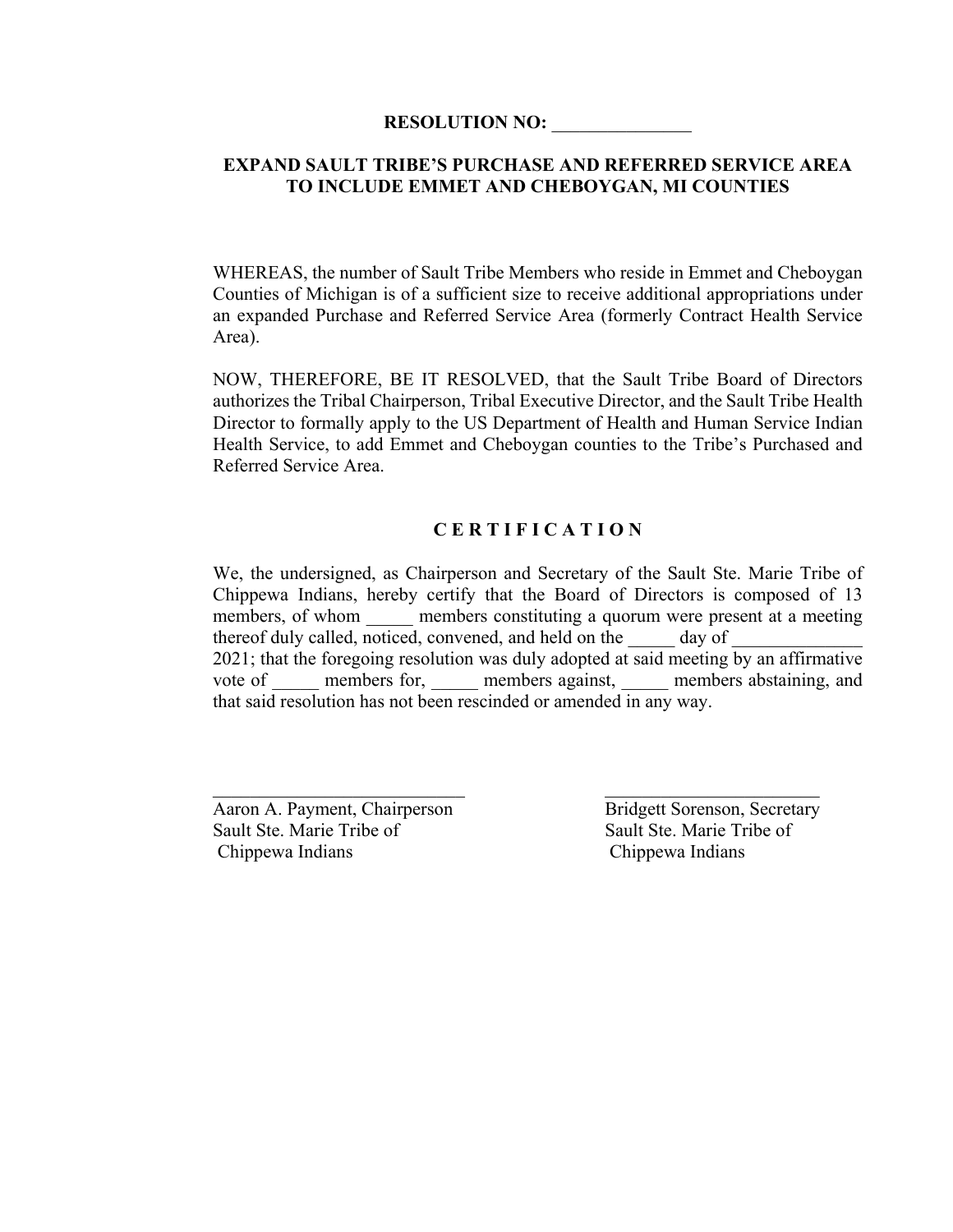**RESOLUTION NO: _______________**

**EXPAND SAULT TRIBE'S PURCHASE AND REFERRED SERVICE AREA TO INCLUDE EMMET AND CHEBOYGAN, MI COUNTIES**

WHEREAS, the number of Sault Tribe Members who reside in Emmet and Cheboygan Counties of Michigan is of a sufficient size to receive additional appropriations under an expanded Purchase and Referred Service Area (formerly Contract Health Service Area).

NOW, THEREFORE, BE IT RESOLVED, that the Sault Tribe Board of Directors authorizes the Tribal Chairperson, Tribal Executive Director, and the Sault Tribe Health Director to formally apply to the US Department of Health and Human Service Indian Health Service, to add Emmet and Cheboygan counties to the Tribe's Purchased and Referred Service Area.

**C E R T I F I C A T I O N**

We, the undersigned, as Chairperson and Secretary of the Sault Ste. Marie Tribe of Chippewa Indians, hereby certify that the Board of Directors is composed of 13 members, of whom _____ members constituting a quorum were present at a meeting thereof duly called, noticed, convened, and held on the _____ day of ______________ 2021; that the foregoing resolution was duly adopted at said meeting by an affirmative vote of _____ members for, _____ members against, _____ members abstaining, and that said resolution has not been rescinded or amended in any way.

| | |
|---|---|
| ____________________________ | ________________________ |
| Aaron A. Payment, Chairperson | Bridgett Sorenson, Secretary |
| Sault Ste. Marie Tribe of Chippewa Indians | Sault Ste. Marie Tribe of Chippewa Indians |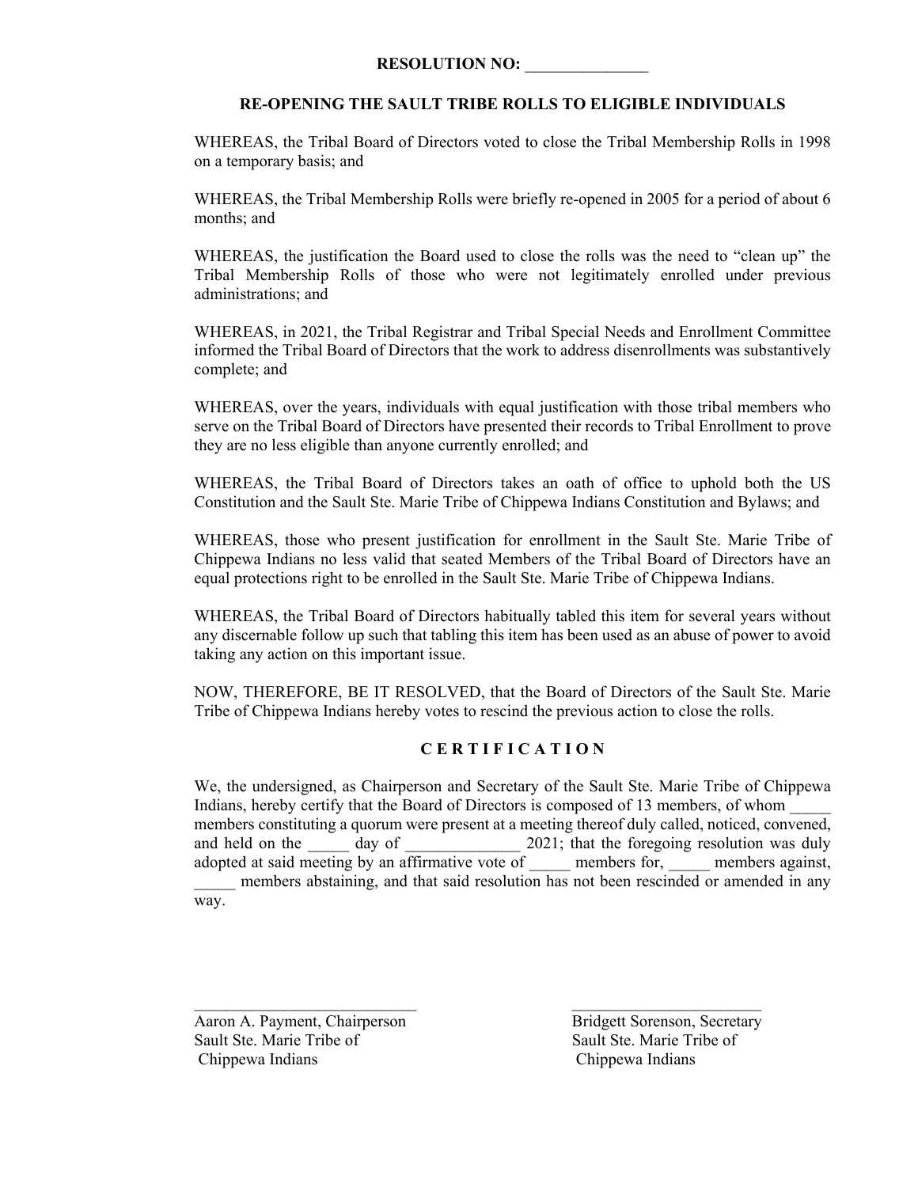**RESOLUTION NO: _______________**

**RE-OPENING THE SAULT TRIBE ROLLS TO ELIGIBLE INDIVIDUALS**

WHEREAS, the Tribal Board of Directors voted to close the Tribal Membership Rolls in 1998 on a temporary basis; and

WHEREAS, the Tribal Membership Rolls were briefly re-opened in 2005 for a period of about 6 months; and

WHEREAS, the justification the Board used to close the rolls was the need to "clean up" the Tribal Membership Rolls of those who were not legitimately enrolled under previous administrations; and

WHEREAS, in 2021, the Tribal Registrar and Tribal Special Needs and Enrollment Committee informed the Tribal Board of Directors that the work to address disenrollments was substantively complete; and

WHEREAS, over the years, individuals with equal justification with those tribal members who serve on the Tribal Board of Directors have presented their records to Tribal Enrollment to prove they are no less eligible than anyone currently enrolled; and

WHEREAS, the Tribal Board of Directors takes an oath of office to uphold both the US Constitution and the Sault Ste. Marie Tribe of Chippewa Indians Constitution and Bylaws; and

WHEREAS, those who present justification for enrollment in the Sault Ste. Marie Tribe of Chippewa Indians no less valid that seated Members of the Tribal Board of Directors have an equal protections right to be enrolled in the Sault Ste. Marie Tribe of Chippewa Indians.

WHEREAS, the Tribal Board of Directors habitually tabled this item for several years without any discernable follow up such that tabling this item has been used as an abuse of power to avoid taking any action on this important issue.

NOW, THEREFORE, BE IT RESOLVED, that the Board of Directors of the Sault Ste. Marie Tribe of Chippewa Indians hereby votes to rescind the previous action to close the rolls.

**C E R T I F I C A T I O N**

We, the undersigned, as Chairperson and Secretary of the Sault Ste. Marie Tribe of Chippewa Indians, hereby certify that the Board of Directors is composed of 13 members, of whom _____ members constituting a quorum were present at a meeting thereof duly called, noticed, convened, and held on the _____ day of ______________ 2021; that the foregoing resolution was duly adopted at said meeting by an affirmative vote of _____ members for, _____ members against, _____ members abstaining, and that said resolution has not been rescinded or amended in any way.

____________________________
Aaron A. Payment, Chairperson
Sault Ste. Marie Tribe of
Chippewa Indians

________________________
Bridgett Sorenson, Secretary
Sault Ste. Marie Tribe of
Chippewa Indians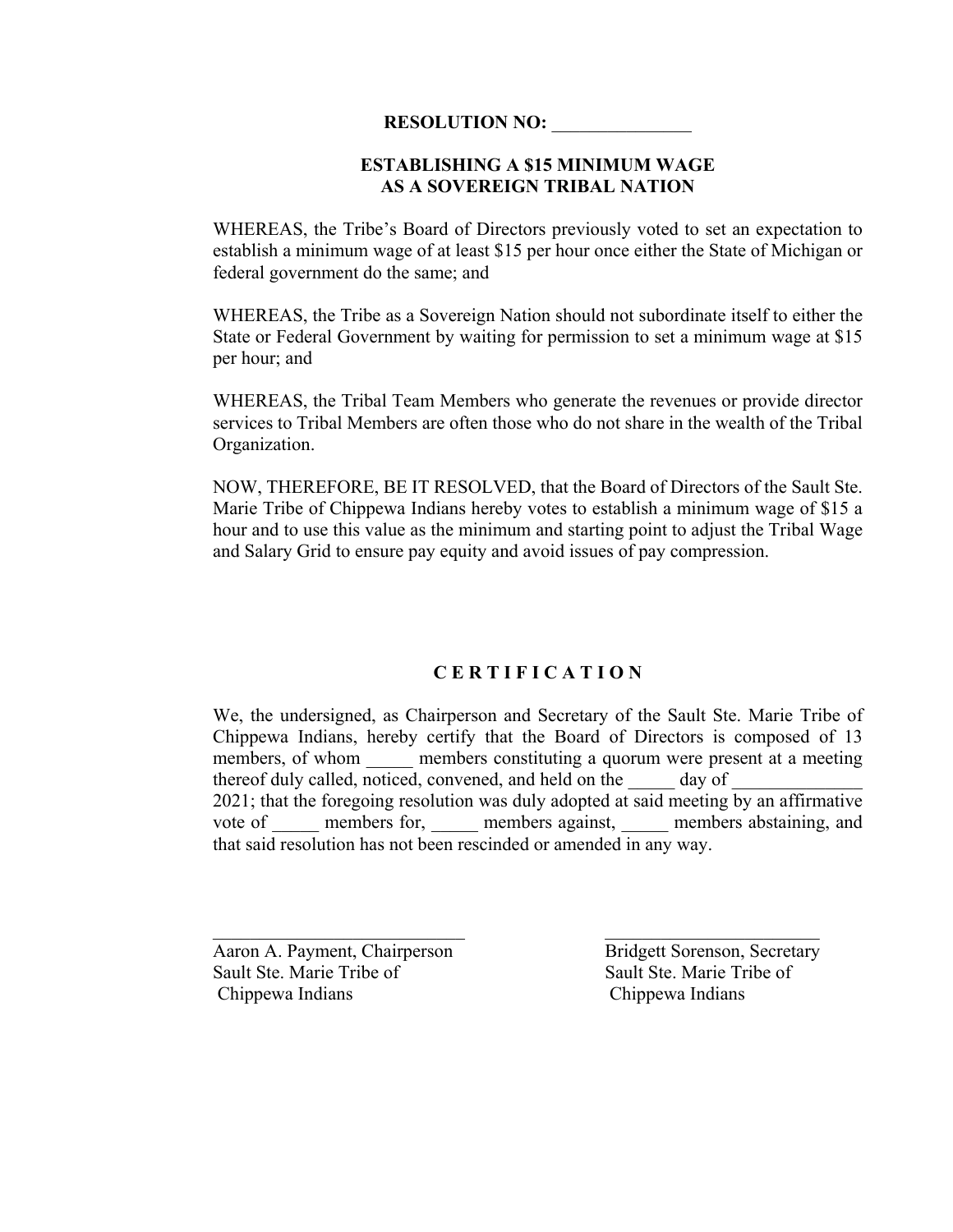**RESOLUTION NO: _______________**

**ESTABLISHING A $15 MINIMUM WAGE AS A SOVEREIGN TRIBAL NATION**

WHEREAS, the Tribe's Board of Directors previously voted to set an expectation to establish a minimum wage of at least $15 per hour once either the State of Michigan or federal government do the same; and

WHEREAS, the Tribe as a Sovereign Nation should not subordinate itself to either the State or Federal Government by waiting for permission to set a minimum wage at $15 per hour; and

WHEREAS, the Tribal Team Members who generate the revenues or provide director services to Tribal Members are often those who do not share in the wealth of the Tribal Organization.

NOW, THEREFORE, BE IT RESOLVED, that the Board of Directors of the Sault Ste. Marie Tribe of Chippewa Indians hereby votes to establish a minimum wage of $15 a hour and to use this value as the minimum and starting point to adjust the Tribal Wage and Salary Grid to ensure pay equity and avoid issues of pay compression.

**C E R T I F I C A T I O N**

We, the undersigned, as Chairperson and Secretary of the Sault Ste. Marie Tribe of Chippewa Indians, hereby certify that the Board of Directors is composed of 13 members, of whom _____ members constituting a quorum were present at a meeting thereof duly called, noticed, convened, and held on the _____ day of ______________ 2021; that the foregoing resolution was duly adopted at said meeting by an affirmative vote of _____ members for, _____ members against, _____ members abstaining, and that said resolution has not been rescinded or amended in any way.

____________________________
Aaron A. Payment, Chairperson
Sault Ste. Marie Tribe of
Chippewa Indians

____________________________
Bridgett Sorenson, Secretary
Sault Ste. Marie Tribe of
Chippewa Indians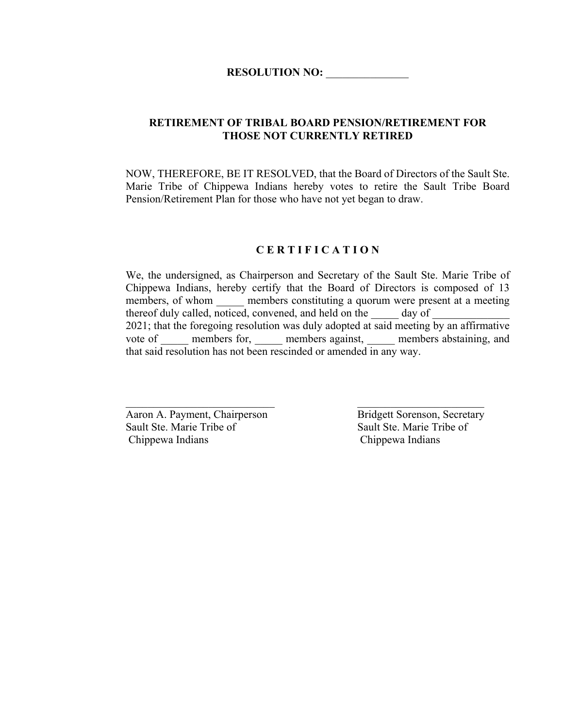**RESOLUTION NO: _______________**

**RETIREMENT OF TRIBAL BOARD PENSION/RETIREMENT FOR THOSE NOT CURRENTLY RETIRED**

NOW, THEREFORE, BE IT RESOLVED, that the Board of Directors of the Sault Ste. Marie Tribe of Chippewa Indians hereby votes to retire the Sault Tribe Board Pension/Retirement Plan for those who have not yet began to draw.

**C E R T I F I C A T I O N**

We, the undersigned, as Chairperson and Secretary of the Sault Ste. Marie Tribe of Chippewa Indians, hereby certify that the Board of Directors is composed of 13 members, of whom _____ members constituting a quorum were present at a meeting thereof duly called, noticed, convened, and held on the _____ day of ______________ 2021; that the foregoing resolution was duly adopted at said meeting by an affirmative vote of _____ members for, _____ members against, _____ members abstaining, and that said resolution has not been rescinded or amended in any way.

____________________________
Aaron A. Payment, Chairperson
Sault Ste. Marie Tribe of
Chippewa Indians

_________________________
Bridgett Sorenson, Secretary
Sault Ste. Marie Tribe of
Chippewa Indians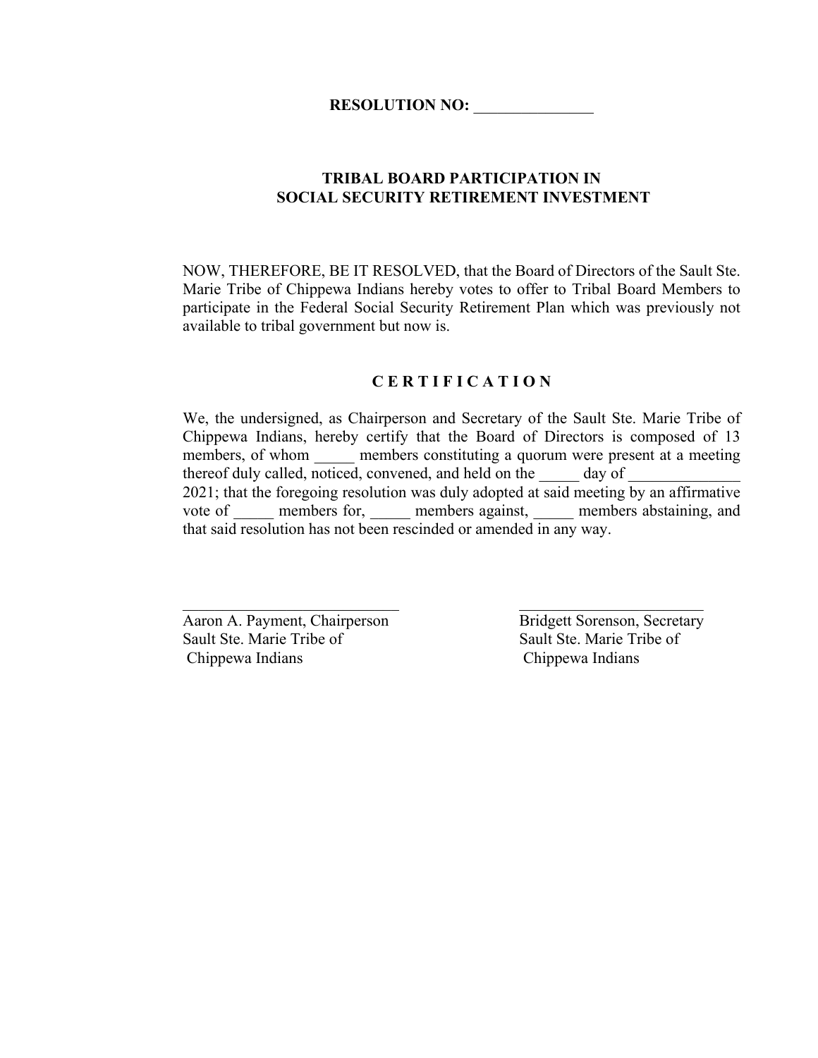**RESOLUTION NO: _______________**

**TRIBAL BOARD PARTICIPATION IN SOCIAL SECURITY RETIREMENT INVESTMENT**

NOW, THEREFORE, BE IT RESOLVED, that the Board of Directors of the Sault Ste. Marie Tribe of Chippewa Indians hereby votes to offer to Tribal Board Members to participate in the Federal Social Security Retirement Plan which was previously not available to tribal government but now is.

**C E R T I F I C A T I O N**

We, the undersigned, as Chairperson and Secretary of the Sault Ste. Marie Tribe of Chippewa Indians, hereby certify that the Board of Directors is composed of 13 members, of whom _____ members constituting a quorum were present at a meeting thereof duly called, noticed, convened, and held on the _____ day of ______________ 2021; that the foregoing resolution was duly adopted at said meeting by an affirmative vote of _____ members for, _____ members against, _____ members abstaining, and that said resolution has not been rescinded or amended in any way.

____________________________
Aaron A. Payment, Chairperson
Sault Ste. Marie Tribe of
Chippewa Indians

____________________________
Bridgett Sorenson, Secretary
Sault Ste. Marie Tribe of
Chippewa Indians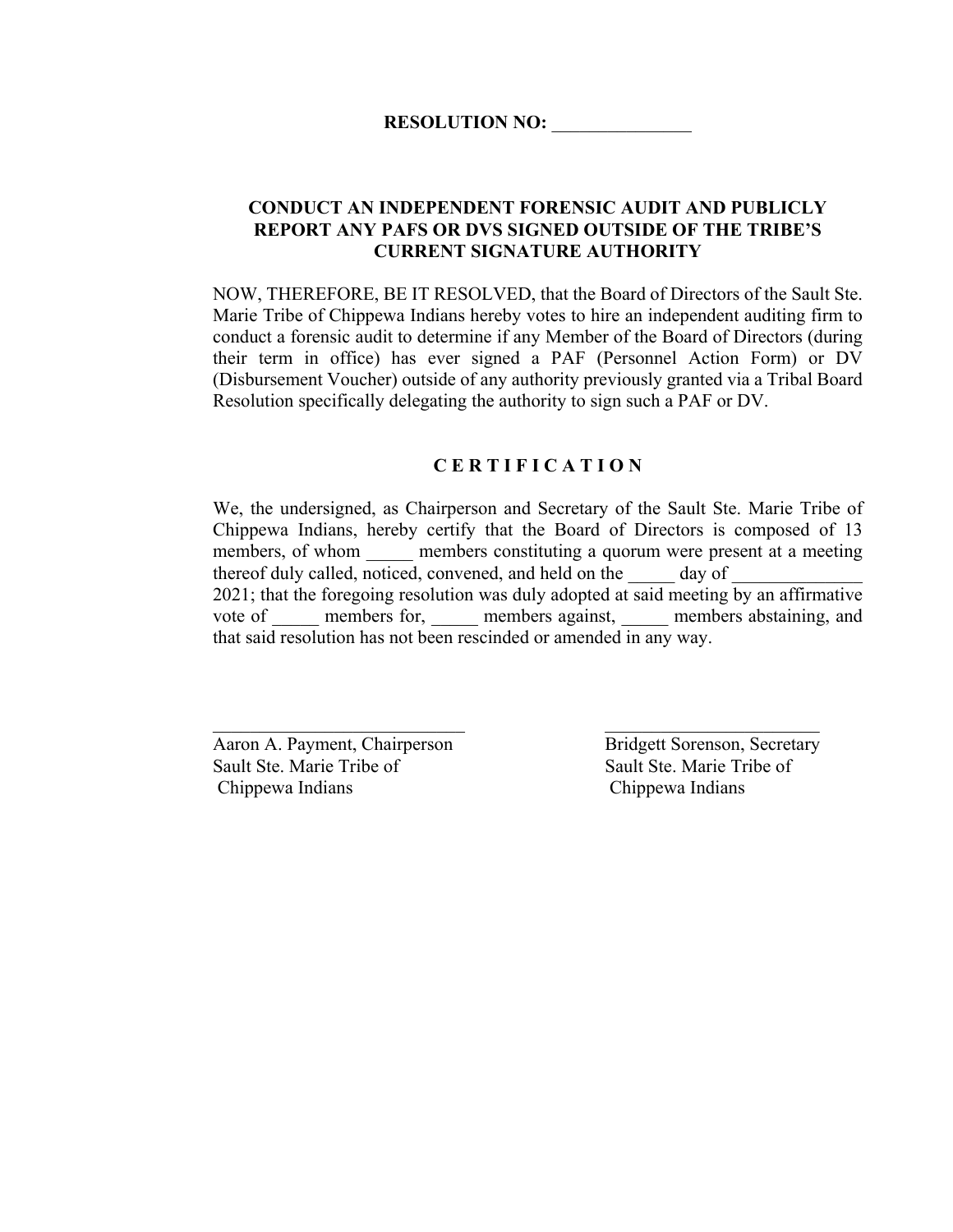**RESOLUTION NO: _______________**

**CONDUCT AN INDEPENDENT FORENSIC AUDIT AND PUBLICLY REPORT ANY PAFS OR DVS SIGNED OUTSIDE OF THE TRIBE'S CURRENT SIGNATURE AUTHORITY**

NOW, THEREFORE, BE IT RESOLVED, that the Board of Directors of the Sault Ste. Marie Tribe of Chippewa Indians hereby votes to hire an independent auditing firm to conduct a forensic audit to determine if any Member of the Board of Directors (during their term in office) has ever signed a PAF (Personnel Action Form) or DV (Disbursement Voucher) outside of any authority previously granted via a Tribal Board Resolution specifically delegating the authority to sign such a PAF or DV.

**C E R T I F I C A T I O N**

We, the undersigned, as Chairperson and Secretary of the Sault Ste. Marie Tribe of Chippewa Indians, hereby certify that the Board of Directors is composed of 13 members, of whom _____ members constituting a quorum were present at a meeting thereof duly called, noticed, convened, and held on the _____ day of ______________ 2021; that the foregoing resolution was duly adopted at said meeting by an affirmative vote of _____ members for, _____ members against, _____ members abstaining, and that said resolution has not been rescinded or amended in any way.

____________________________
Aaron A. Payment, Chairperson
Sault Ste. Marie Tribe of
Chippewa Indians

____________________________
Bridgett Sorenson, Secretary
Sault Ste. Marie Tribe of
Chippewa Indians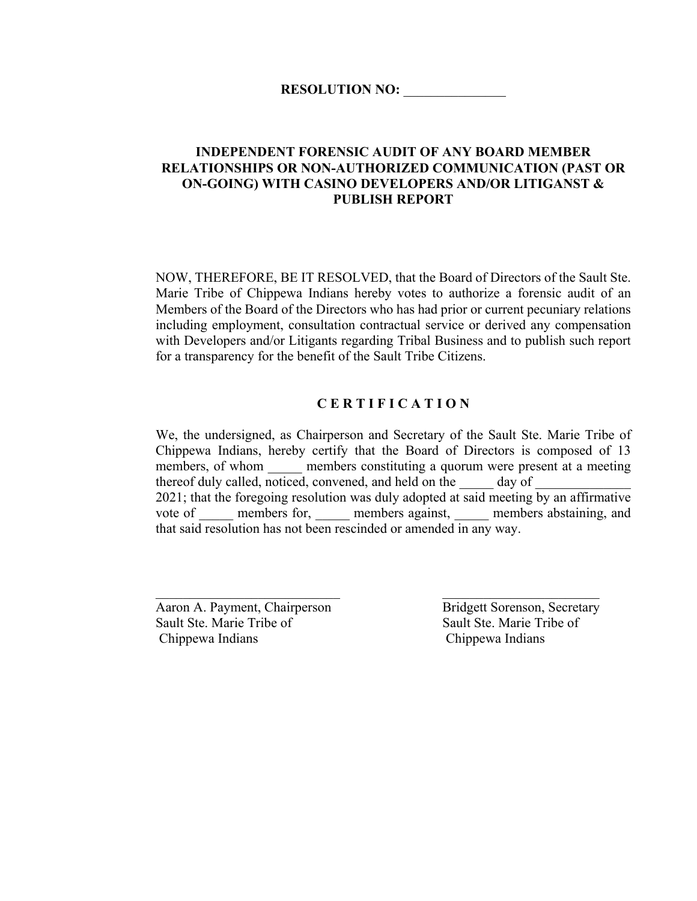**RESOLUTION NO: _______________**

**INDEPENDENT FORENSIC AUDIT OF ANY BOARD MEMBER RELATIONSHIPS OR NON-AUTHORIZED COMMUNICATION (PAST OR ON-GOING) WITH CASINO DEVELOPERS AND/OR LITIGANST & PUBLISH REPORT**

NOW, THEREFORE, BE IT RESOLVED, that the Board of Directors of the Sault Ste. Marie Tribe of Chippewa Indians hereby votes to authorize a forensic audit of an Members of the Board of the Directors who has had prior or current pecuniary relations including employment, consultation contractual service or derived any compensation with Developers and/or Litigants regarding Tribal Business and to publish such report for a transparency for the benefit of the Sault Tribe Citizens.

**C E R T I F I C A T I O N**

We, the undersigned, as Chairperson and Secretary of the Sault Ste. Marie Tribe of Chippewa Indians, hereby certify that the Board of Directors is composed of 13 members, of whom _____ members constituting a quorum were present at a meeting thereof duly called, noticed, convened, and held on the _____ day of ______________ 2021; that the foregoing resolution was duly adopted at said meeting by an affirmative vote of _____ members for, _____ members against, _____ members abstaining, and that said resolution has not been rescinded or amended in any way.

____________________________
Aaron A. Payment, Chairperson
Sault Ste. Marie Tribe of
Chippewa Indians

__________________________
Bridgett Sorenson, Secretary
Sault Ste. Marie Tribe of
Chippewa Indians